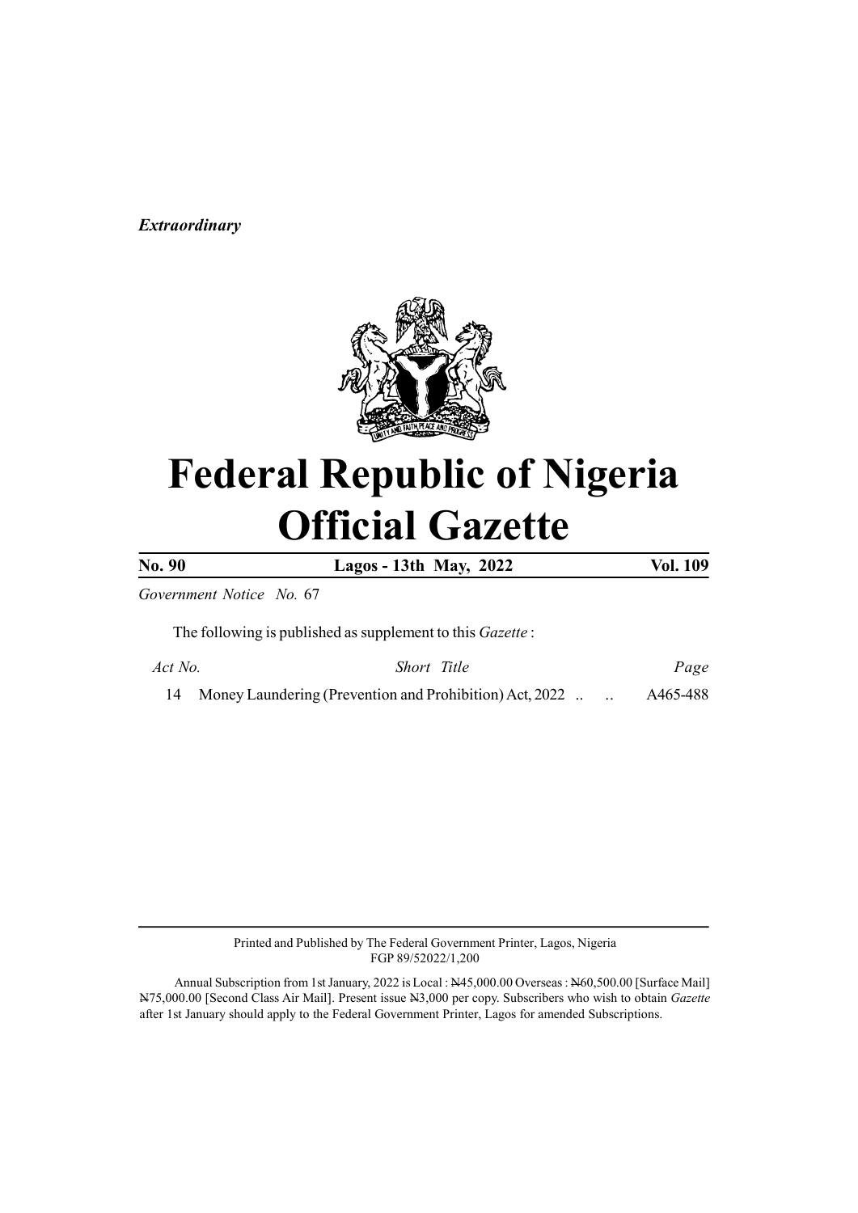*Extraordinary*

# Federal Republic of Nigeria Official Gazette

| No. 90 | Lagos - 13th May, 2022 | Vol. 109 |
|---|---|---|

*Government Notice No.* 67

The following is published as supplement to this *Gazette* :

| *Act No.* | *Short Title* | *Page* |
|---|---|---|
| 14 | Money Laundering (Prevention and Prohibition) Act, 2022 .. .. | A465-488 |

Printed and Published by The Federal Government Printer, Lagos, Nigria
FGP 89/52022/1,200

Annual Subscription from 1st January, 2022 is Local : ₦45,000.00 Overseas : ₦60,500.00 [Surface Mail] ₦75,000.00 [Second Class Air Mail]. Present issue ₦3,000 per copy. Subscribers who wish to obtain *Gazette* after 1st January should apply to the Federal Government Printer, Lagos for amended Subscriptions.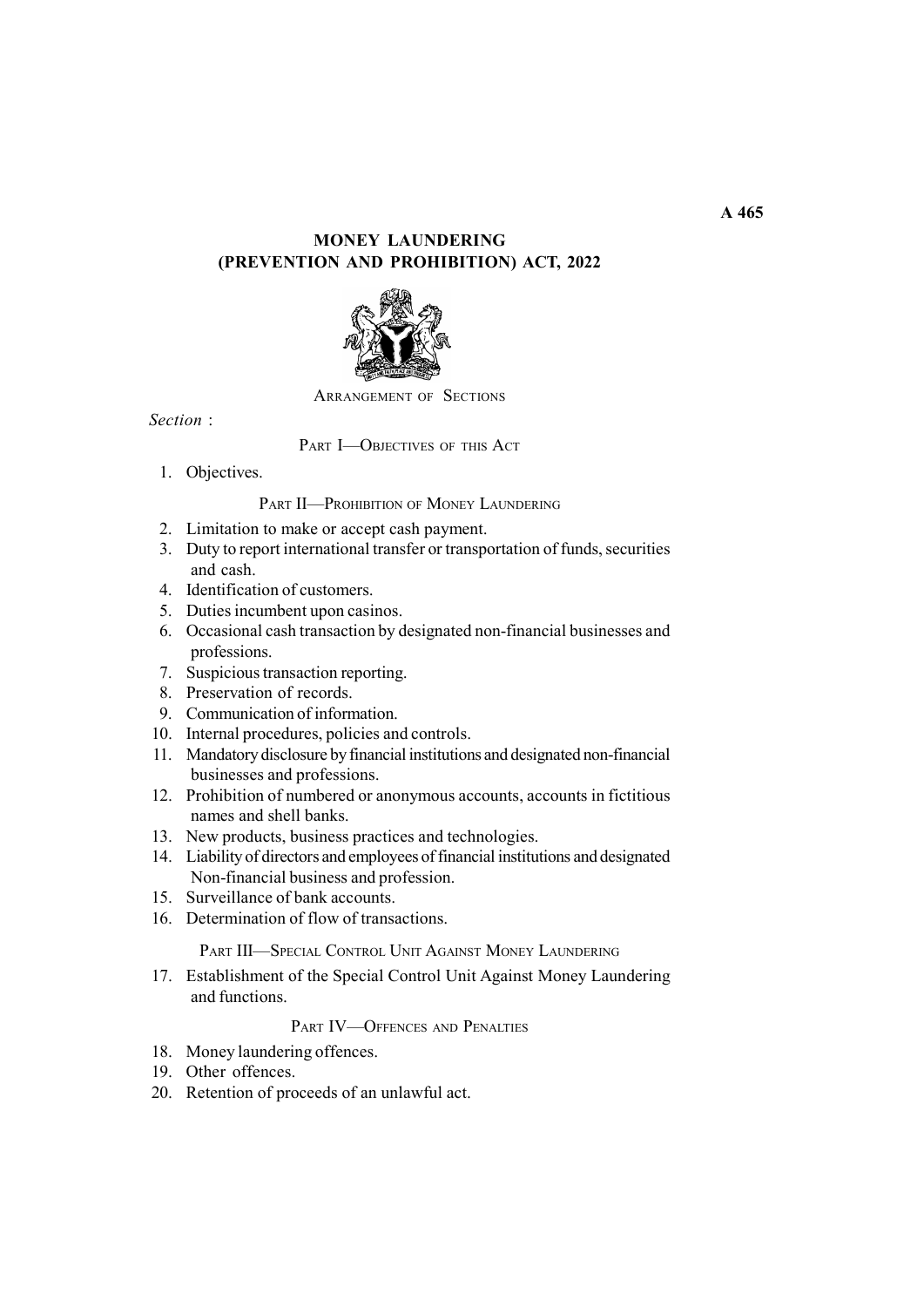# MONEY LAUNDERING (PREVENTION AND PROHIBITION) ACT, 2022

ARRANGEMENT OF SECTIONS

*Section* :

## PART I—OBJECTIVES OF THIS ACT

1. Objectives.

## PART II—PROHIBITION OF MONEY LAUNDERING

2. Limitation to make or accept cash payment.
3. Duty to report international transfer or transportation of funds, securities and cash.
4. Identification of customers.
5. Duties incumbent upon casinos.
6. Occasional cash transaction by designated non-financial businesses and professions.
7. Suspicious transaction reporting.
8. Preservation of records.
9. Communication of information.
10. Internal procedures, policies and controls.
11. Mandatory disclosure by financial institutions and designated non-financial businesses and professions.
12. Prohibition of numbered or anonymous accounts, accounts in fictitious names and shell banks.
13. New products, business practices and technologies.
14. Liability of directors and employees of financial institutions and designated Non-financial business and profession.
15. Surveillance of bank accounts.
16. Determination of flow of transactions.

## PART III—SPECIAL CONTROL UNIT AGAINST MONEY LAUNDERING

17. Establishment of the Special Control Unit Against Money Laundering and functions.

## PART IV—OFFENCES AND PENALTIES

18. Money laundering offences.
19. Other offences.
20. Retention of proceeds of an unlawful act.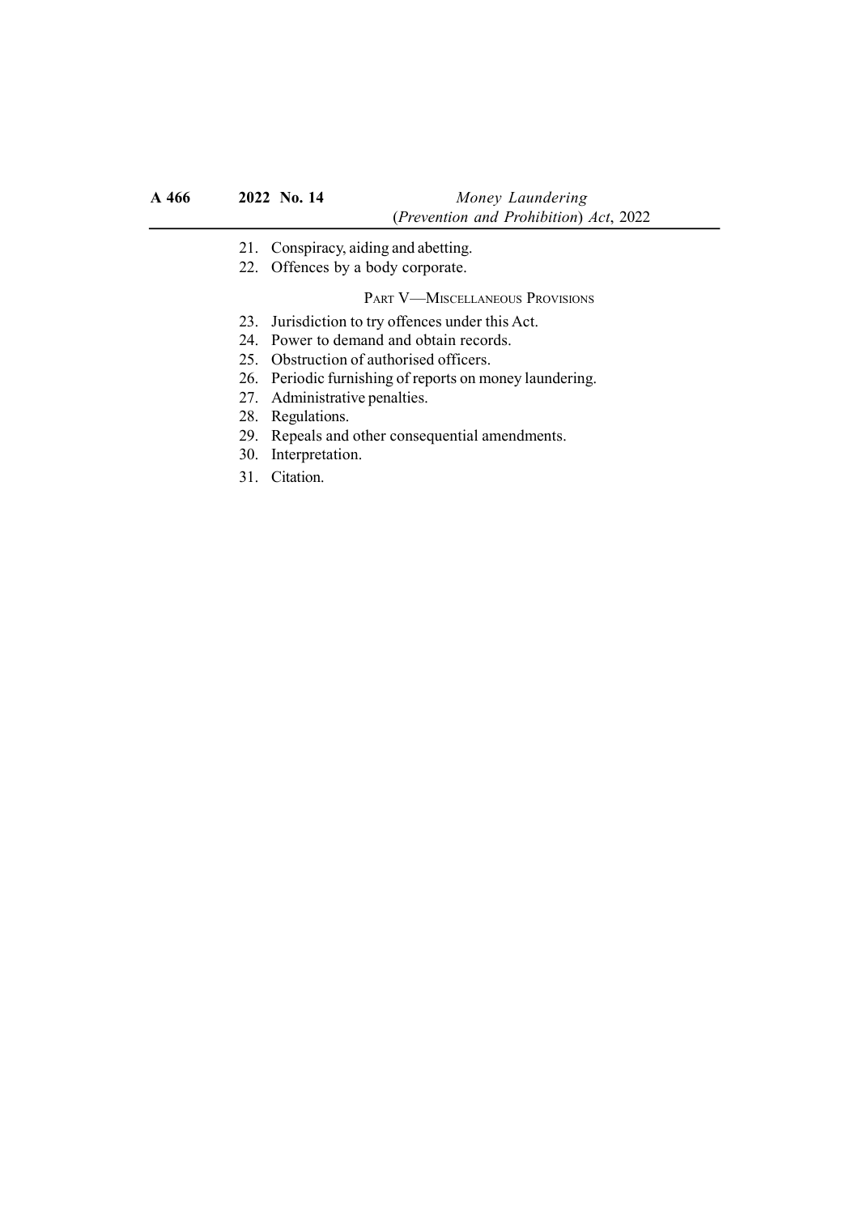21. Conspiracy, aiding and abetting.
22. Offences by a body corporate.

PART V—MISCELLANEOUS PROVISIONS

23. Jurisdiction to try offences under this Act.
24. Power to demand and obtain records.
25. Obstruction of authorised officers.
26. Periodic furnishing of reports on money laundering.
27. Administrative penalties.
28. Regulations.
29. Repeals and other consequential amendments.
30. Interpretation.
31. Citation.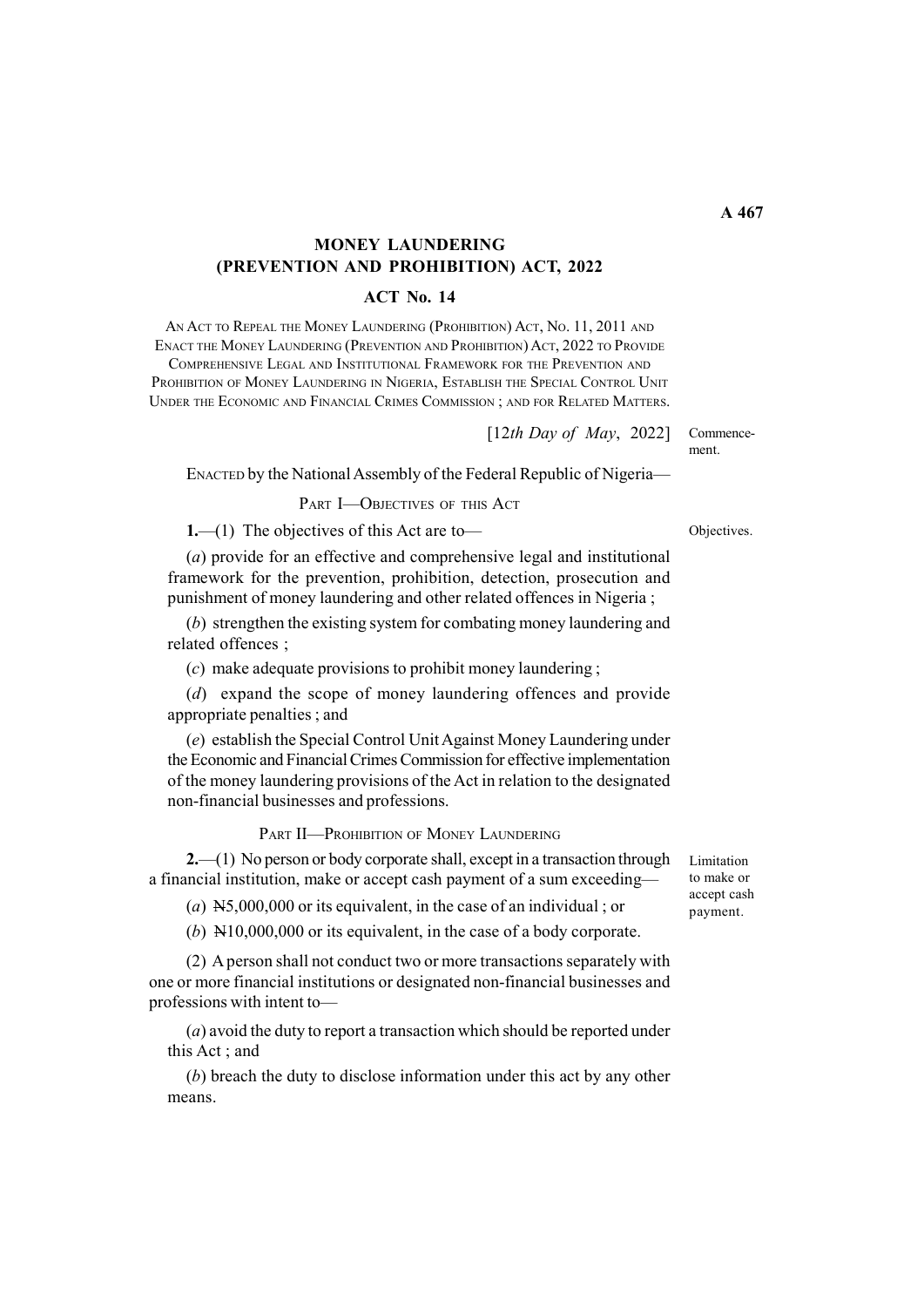# MONEY LAUNDERING (PREVENTION AND PROHIBITION) ACT, 2022

## ACT No. 14

AN ACT TO REPEAL THE MONEY LAUNDERING (PROHIBITION) ACT, NO. 11, 2011 AND ENACT THE MONEY LAUNDERING (PREVENTION AND PROHIBITION) ACT, 2022 TO PROVIDE COMPREHENSIVE LEGAL AND INSTITUTIONAL FRAMEWORK FOR THE PREVENTION AND PROHIBITION OF MONEY LAUNDERING IN NIGERIA, ESTABLISH THE SPECIAL CONTROL UNIT UNDER THE ECONOMIC AND FINANCIAL CRIMES COMMISSION ; AND FOR RELATED MATTERS.

[*12th Day of May*, 2022] Commencement.

ENACTED by the National Assembly of the Federal Republic of Nigeria—

### PART I—OBJECTIVES OF THIS ACT

Objectives.

**1.**—(1) The objectives of this Act are to—

(*a*) provide for an effective and comprehensive legal and institutional framework for the prevention, prohibition, detection, prosecution and punishment of money laundering and other related offences in Nigeria ;

(*b*) strengthen the existing system for combating money laundering and related offences ;

(*c*) make adequate provisions to prohibit money laundering ;

(*d*) expand the scope of money laundering offences and provide appropriate penalties ; and

(*e*) establish the Special Control Unit Against Money Laundering under the Economic and Financial Crimes Commission for effective implementation of the money laundering provisions of the Act in relation to the designated non-financial businesses and professions.

### PART II—PROHIBITION OF MONEY LAUNDERING

Limitation to make or accept cash payment.

**2.**—(1) No person or body corporate shall, except in a transaction through a financial institution, make or accept cash payment of a sum exceeding—

(*a*) ₦5,000,000 or its equivalent, in the case of an individual ; or

(*b*) ₦10,000,000 or its equivalent, in the case of a body corporate.

(2) A person shall not conduct two or more transactions separately with one or more financial institutions or designated non-financial businesses and professions with intent to—

(*a*) avoid the duty to report a transaction which should be reported under this Act ; and

(*b*) breach the duty to disclose information under this act by any other means.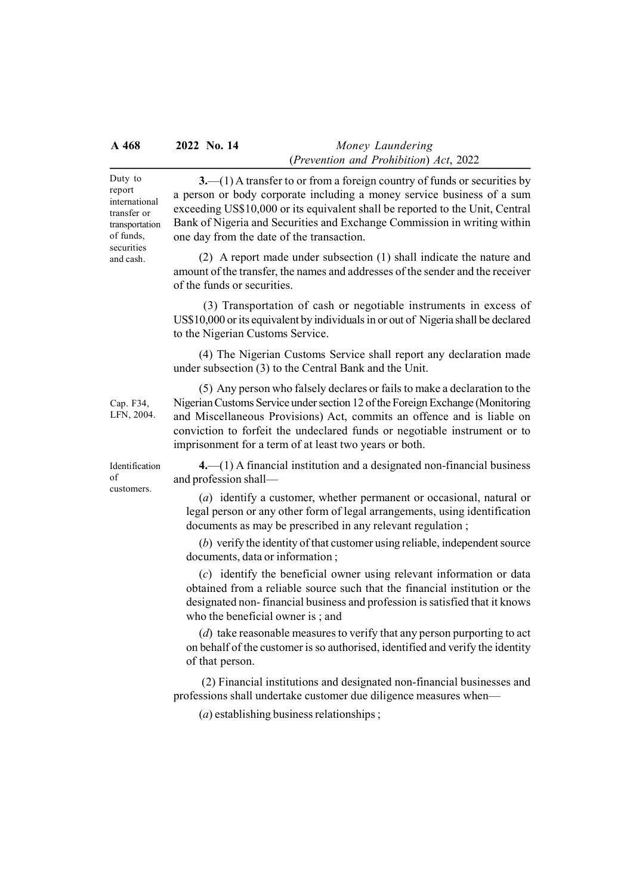Duty to report international transfer or transportation of funds, securities and cash.

**3.**—(1) A transfer to or from a foreign country of funds or securities by a person or body corporate including a money service business of a sum exceeding US$10,000 or its equivalent shall be reported to the Unit, Central Bank of Nigeria and Securities and Exchange Commission in writing within one day from the date of the transaction.

(2) A report made under subsection (1) shall indicate the nature and amount of the transfer, the names and addresses of the sender and the receiver of the funds or securities.

(3) Transportation of cash or negotiable instruments in excess of US$10,000 or its equivalent by individuals in or out of Nigeria shall be declared to the Nigerian Customs Service.

(4) The Nigerian Customs Service shall report any declaration made under subsection (3) to the Central Bank and the Unit.

Cap. F34, LFN, 2004.

(5) Any person who falsely declares or fails to make a declaration to the Nigerian Customs Service under section 12 of the Foreign Exchange (Monitoring and Miscellaneous Provisions) Act, commits an offence and is liable on conviction to forfeit the undeclared funds or negotiable instrument or to imprisonment for a term of at least two years or both.

Identification of customers.

**4.**—(1) A financial institution and a designated non-financial business and profession shall—

(*a*) identify a customer, whether permanent or occasional, natural or legal person or any other form of legal arrangements, using identification documents as may be prescribed in any relevant regulation ;

(*b*) verify the identity of that customer using reliable, independent source documents, data or information ;

(*c*) identify the beneficial owner using relevant information or data obtained from a reliable source such that the financial institution or the designated non- financial business and profession is satisfied that it knows who the beneficial owner is ; and

(*d*) take reasonable measures to verify that any person purporting to act on behalf of the customer is so authorised, identified and verify the identity of that person.

(2) Financial institutions and designated non-financial businesses and professions shall undertake customer due diligence measures when—

(*a*) establishing business relationships ;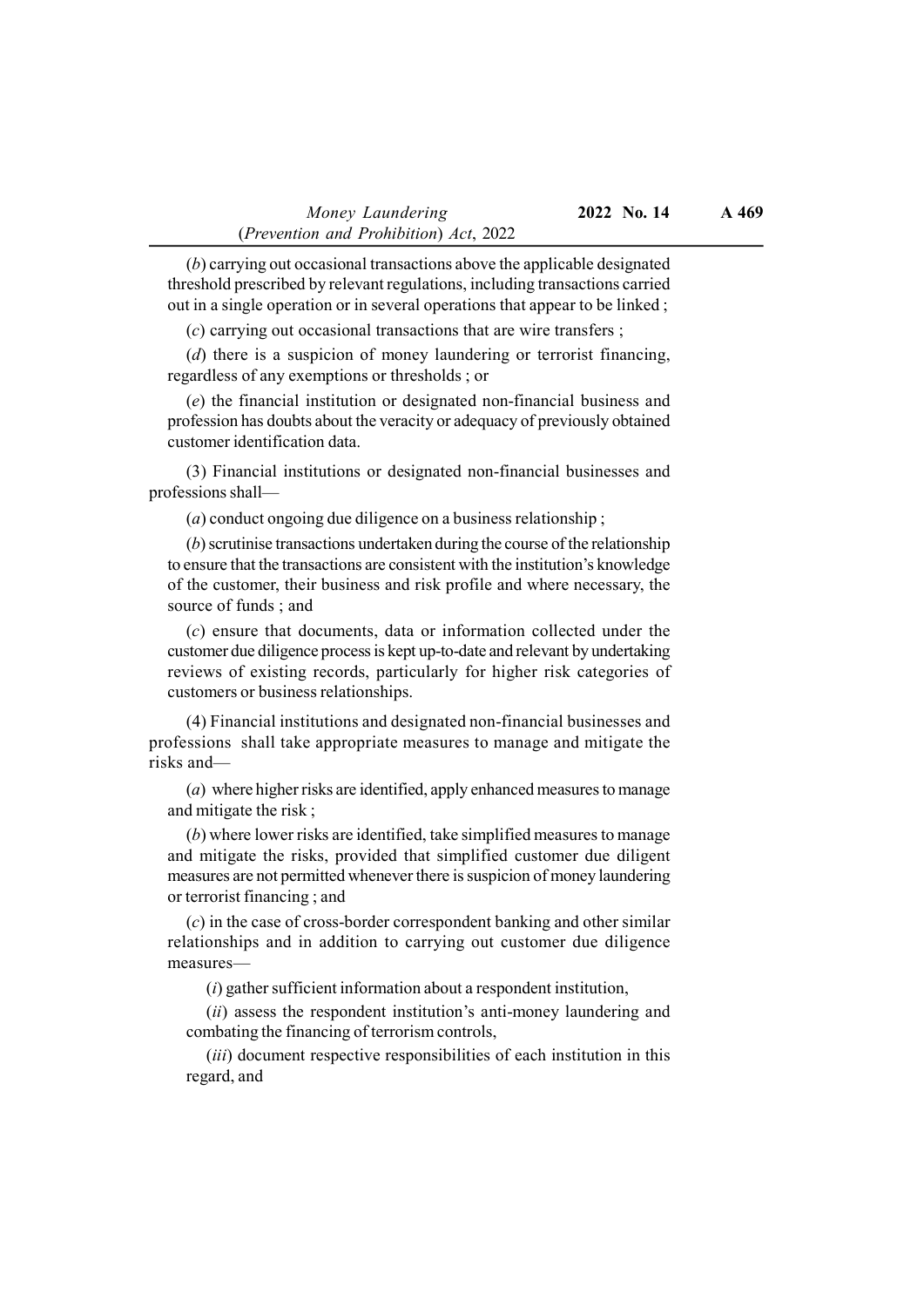(*b*) carrying out occasional transactions above the applicable designated threshold prescribed by relevant regulations, including transactions carried out in a single operation or in several operations that appear to be linked ;

(*c*) carrying out occasional transactions that are wire transfers ;

(*d*) there is a suspicion of money laundering or terrorist financing, regardless of any exemptions or thresholds ; or

(*e*) the financial institution or designated non-financial business and profession has doubts about the veracity or adequacy of previously obtained customer identification data.

(3) Financial institutions or designated non-financial businesses and professions shall—

(*a*) conduct ongoing due diligence on a business relationship ;

(*b*) scrutinise transactions undertaken during the course of the relationship to ensure that the transactions are consistent with the institution's knowledge of the customer, their business and risk profile and where necessary, the source of funds ; and

(*c*) ensure that documents, data or information collected under the customer due diligence process is kept up-to-date and relevant by undertaking reviews of existing records, particularly for higher risk categories of customers or business relationships.

(4) Financial institutions and designated non-financial businesses and professions shall take appropriate measures to manage and mitigate the risks and—

(*a*) where higher risks are identified, apply enhanced measures to manage and mitigate the risk ;

(*b*) where lower risks are identified, take simplified measures to manage and mitigate the risks, provided that simplified customer due diligent measures are not permitted whenever there is suspicion of money laundering or terrorist financing ; and

(*c*) in the case of cross-border correspondent banking and other similar relationships and in addition to carrying out customer due diligence measures—

(*i*) gather sufficient information about a respondent institution,

(*ii*) assess the respondent institution's anti-money laundering and combating the financing of terrorism controls,

(*iii*) document respective responsibilities of each institution in this regard, and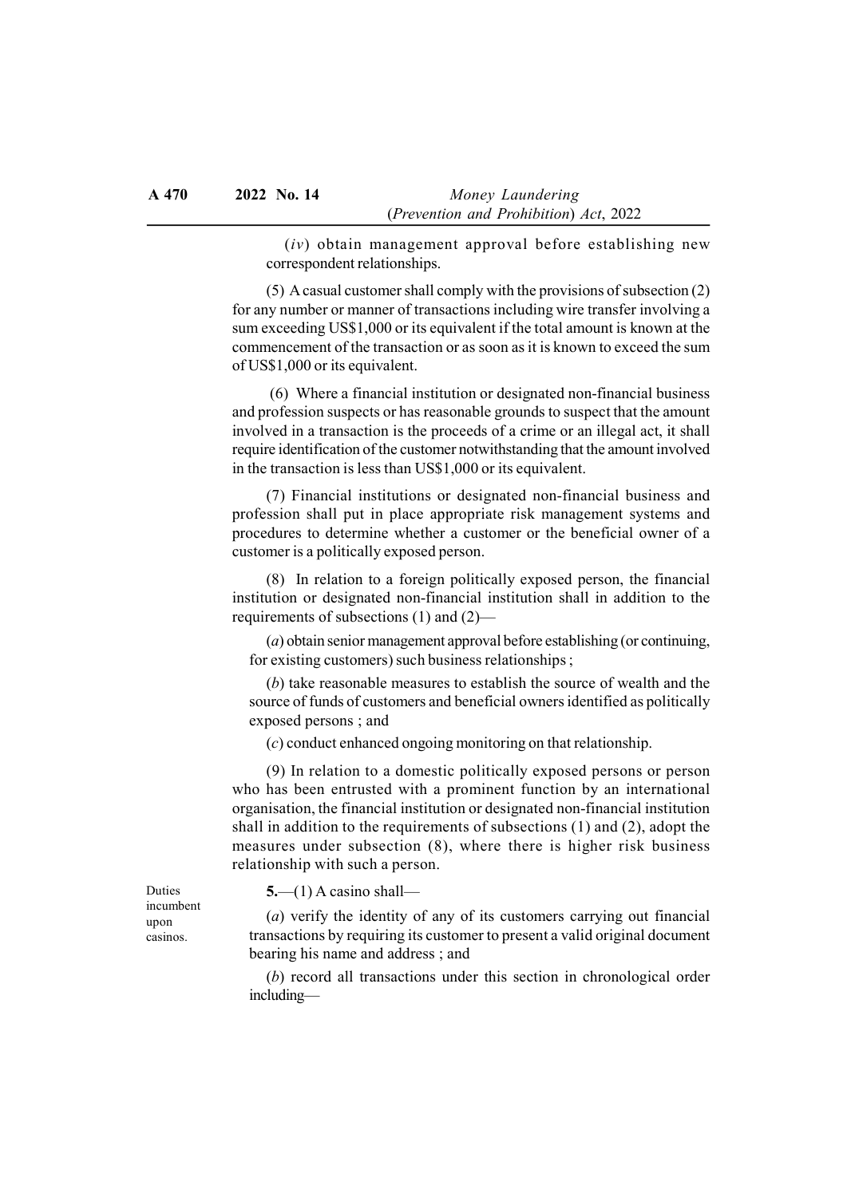(*iv*) obtain management approval before establishing new correspondent relationships.

(5) A casual customer shall comply with the provisions of subsection (2) for any number or manner of transactions including wire transfer involving a sum exceeding US$1,000 or its equivalent if the total amount is known at the commencement of the transaction or as soon as it is known to exceed the sum of US$1,000 or its equivalent.

(6) Where a financial institution or designated non-financial business and profession suspects or has reasonable grounds to suspect that the amount involved in a transaction is the proceeds of a crime or an illegal act, it shall require identification of the customer notwithstanding that the amount involved in the transaction is less than US$1,000 or its equivalent.

(7) Financial institutions or designated non-financial business and profession shall put in place appropriate risk management systems and procedures to determine whether a customer or the beneficial owner of a customer is a politically exposed person.

(8) In relation to a foreign politically exposed person, the financial institution or designated non-financial institution shall in addition to the requirements of subsections (1) and (2)—

(*a*) obtain senior management approval before establishing (or continuing, for existing customers) such business relationships ;

(*b*) take reasonable measures to establish the source of wealth and the source of funds of customers and beneficial owners identified as politically exposed persons ; and

(*c*) conduct enhanced ongoing monitoring on that relationship.

(9) In relation to a domestic politically exposed persons or person who has been entrusted with a prominent function by an international organisation, the financial institution or designated non-financial institution shall in addition to the requirements of subsections (1) and (2), adopt the measures under subsection (8), where there is higher risk business relationship with such a person.

Duties incumbent upon casinos.

**5.**—(1) A casino shall—

(*a*) verify the identity of any of its customers carrying out financial transactions by requiring its customer to present a valid original document bearing his name and address ; and

(*b*) record all transactions under this section in chronological order including—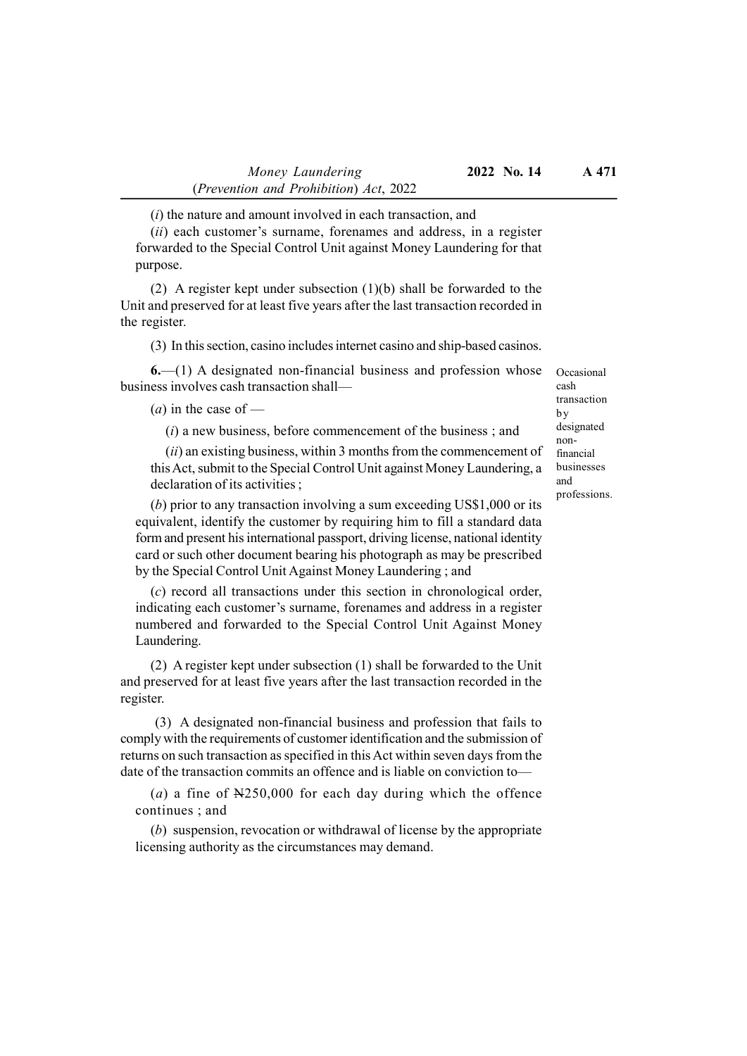(*i*) the nature and amount involved in each transaction, and

(*ii*) each customer's surname, forenames and address, in a register forwarded to the Special Control Unit against Money Laundering for that purpose.

(2) A register kept under subsection (1)(b) shall be forwarded to the Unit and preserved for at least five years after the last transaction recorded in the register.

(3) In this section, casino includes internet casino and ship-based casinos.

Occasional cash transaction by designated non-financial businesses and professions.

**6.**—(1) A designated non-financial business and profession whose business involves cash transaction shall—

(*a*) in the case of —

(*i*) a new business, before commencement of the business ; and

(*ii*) an existing business, within 3 months from the commencement of this Act, submit to the Special Control Unit against Money Laundering, a declaration of its activities ;

(*b*) prior to any transaction involving a sum exceeding US$1,000 or its equivalent, identify the customer by requiring him to fill a standard data form and present his international passport, driving license, national identity card or such other document bearing his photograph as may be prescribed by the Special Control Unit Against Money Laundering ; and

(*c*) record all transactions under this section in chronological order, indicating each customer's surname, forenames and address in a register numbered and forwarded to the Special Control Unit Against Money Laundering.

(2) A register kept under subsection (1) shall be forwarded to the Unit and preserved for at least five years after the last transaction recorded in the register.

(3) A designated non-financial business and profession that fails to comply with the requirements of customer identification and the submission of returns on such transaction as specified in this Act within seven days from the date of the transaction commits an offence and is liable on conviction to—

(*a*) a fine of ₦250,000 for each day during which the offence continues ; and

(*b*) suspension, revocation or withdrawal of license by the appropriate licensing authority as the circumstances may demand.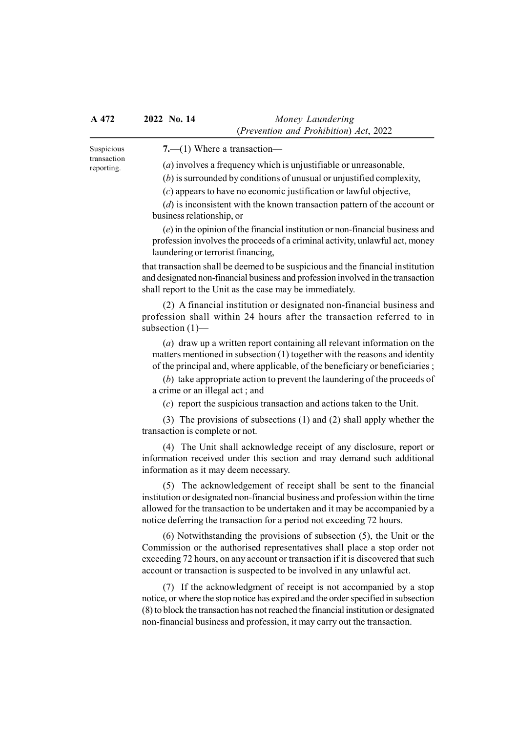Suspicious transaction reporting.

**7.**—(1) Where a transaction—

(*a*) involves a frequency which is unjustifiable or unreasonable,

(*b*) is surrounded by conditions of unusual or unjustified complexity,

(*c*) appears to have no economic justification or lawful objective,

(*d*) is inconsistent with the known transaction pattern of the account or business relationship, or

(*e*) in the opinion of the financial institution or non-financial business and profession involves the proceeds of a criminal activity, unlawful act, money laundering or terrorist financing,

that transaction shall be deemed to be suspicious and the financial institution and designated non-financial business and profession involved in the transaction shall report to the Unit as the case may be immediately.

(2) A financial institution or designated non-financial business and profession shall within 24 hours after the transaction referred to in subsection (1)—

(*a*) draw up a written report containing all relevant information on the matters mentioned in subsection (1) together with the reasons and identity of the principal and, where applicable, of the beneficiary or beneficiaries ;

(*b*) take appropriate action to prevent the laundering of the proceeds of a crime or an illegal act ; and

(*c*) report the suspicious transaction and actions taken to the Unit.

(3) The provisions of subsections (1) and (2) shall apply whether the transaction is complete or not.

(4) The Unit shall acknowledge receipt of any disclosure, report or information received under this section and may demand such additional information as it may deem necessary.

(5) The acknowledgement of receipt shall be sent to the financial institution or designated non-financial business and profession within the time allowed for the transaction to be undertaken and it may be accompanied by a notice deferring the transaction for a period not exceeding 72 hours.

(6) Notwithstanding the provisions of subsection (5), the Unit or the Commission or the authorised representatives shall place a stop order not exceeding 72 hours, on any account or transaction if it is discovered that such account or transaction is suspected to be involved in any unlawful act.

(7) If the acknowledgment of receipt is not accompanied by a stop notice, or where the stop notice has expired and the order specified in subsection (8) to block the transaction has not reached the financial institution or designated non-financial business and profession, it may carry out the transaction.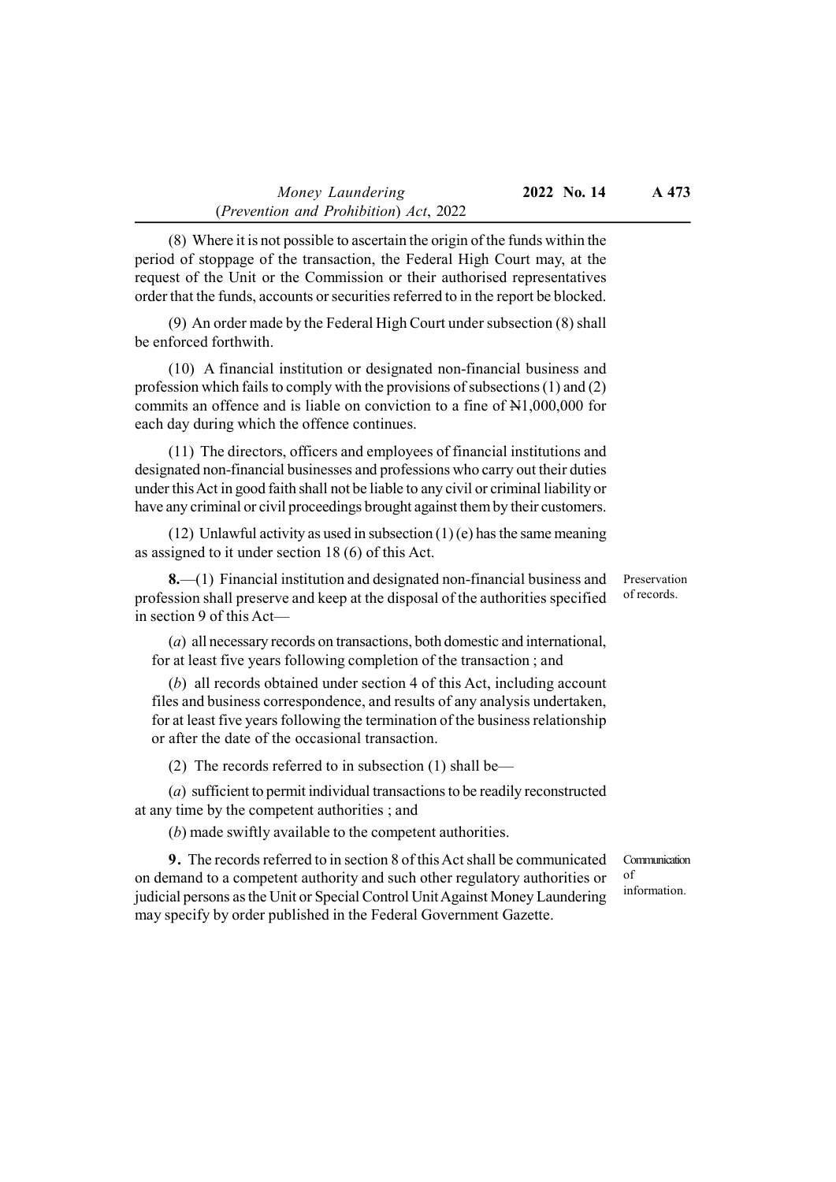(8) Where it is not possible to ascertain the origin of the funds within the period of stoppage of the transaction, the Federal High Court may, at the request of the Unit or the Commission or their authorised representatives order that the funds, accounts or securities referred to in the report be blocked.

(9) An order made by the Federal High Court under subsection (8) shall be enforced forthwith.

(10) A financial institution or designated non-financial business and profession which fails to comply with the provisions of subsections (1) and (2) commits an offence and is liable on conviction to a fine of ₦1,000,000 for each day during which the offence continues.

(11) The directors, officers and employees of financial institutions and designated non-financial businesses and professions who carry out their duties under this Act in good faith shall not be liable to any civil or criminal liability or have any criminal or civil proceedings brought against them by their customers.

(12) Unlawful activity as used in subsection (1) (e) has the same meaning as assigned to it under section 18 (6) of this Act.

Preservation of records.

**8.**—(1) Financial institution and designated non-financial business and profession shall preserve and keep at the disposal of the authorities specified in section 9 of this Act—

(*a*) all necessary records on transactions, both domestic and international, for at least five years following completion of the transaction ; and

(*b*) all records obtained under section 4 of this Act, including account files and business correspondence, and results of any analysis undertaken, for at least five years following the termination of the business relationship or after the date of the occasional transaction.

(2) The records referred to in subsection (1) shall be—

(*a*) sufficient to permit individual transactions to be readily reconstructed at any time by the competent authorities ; and

(*b*) made swiftly available to the competent authorities.

Communication of information.

**9.** The records referred to in section 8 of this Act shall be communicated on demand to a competent authority and such other regulatory authorities or judicial persons as the Unit or Special Control Unit Against Money Laundering may specify by order published in the Federal Government Gazette.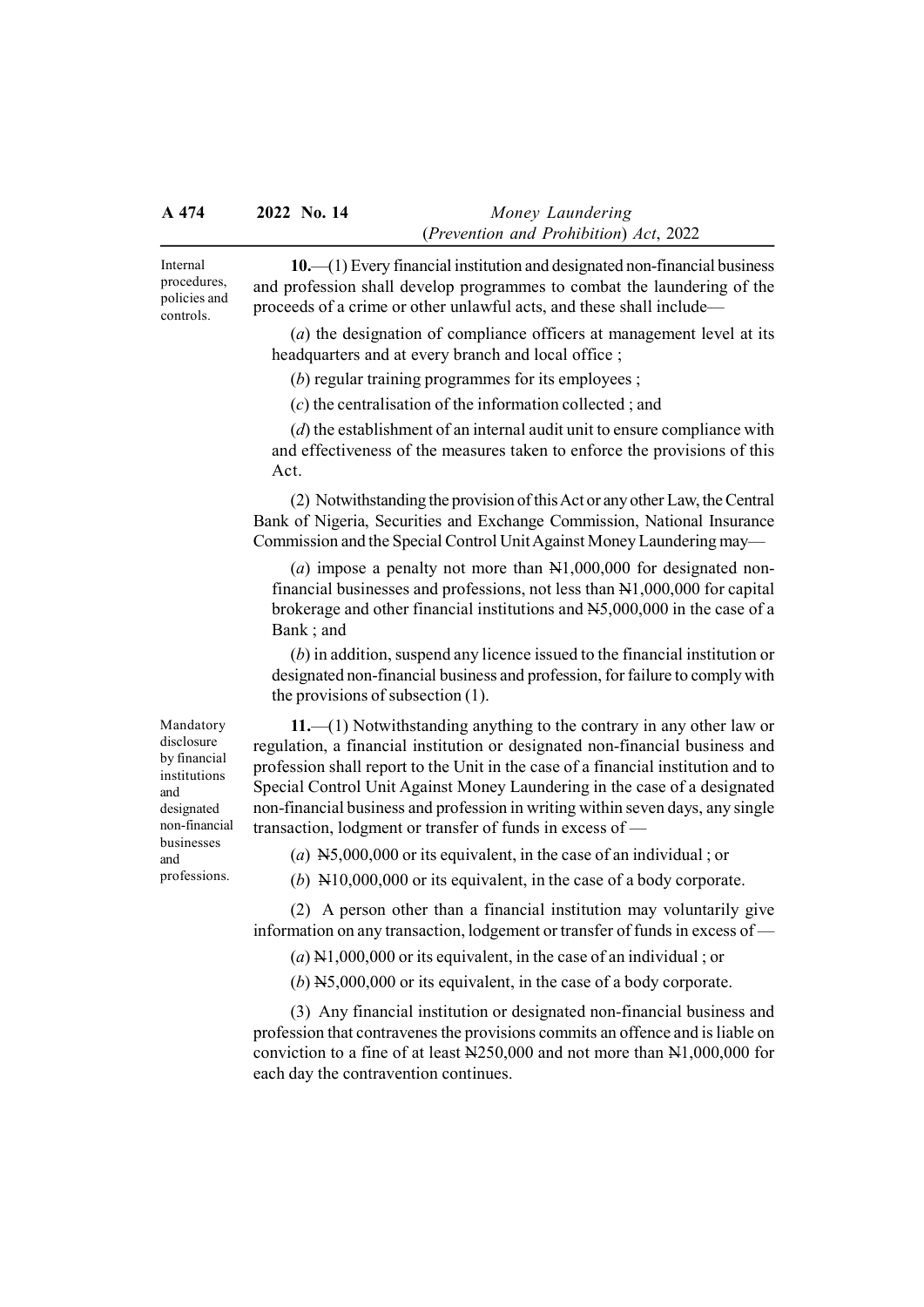**Internal procedures, policies and controls.**

**10.**—(1) Every financial institution and designated non-financial business and profession shall develop programmes to combat the laundering of the proceeds of a crime or other unlawful acts, and these shall include—

(*a*) the designation of compliance officers at management level at its headquarters and at every branch and local office ;

(*b*) regular training programmes for its employees ;

(*c*) the centralisation of the information collected ; and

(*d*) the establishment of an internal audit unit to ensure compliance with and effectiveness of the measures taken to enforce the provisions of this Act.

(2) Notwithstanding the provision of this Act or any other Law, the Central Bank of Nigeria, Securities and Exchange Commission, National Insurance Commission and the Special Control Unit Against Money Laundering may—

(*a*) impose a penalty not more than ₦1,000,000 for designated non-financial businesses and professions, not less than ₦1,000,000 for capital brokerage and other financial institutions and ₦5,000,000 in the case of a Bank ; and

(*b*) in addition, suspend any licence issued to the financial institution or designated non-financial business and profession, for failure to comply with the provisions of subsection (1).

**Mandatory disclosure by financial institutions and designated non-financial businesses and professions.**

**11.**—(1) Notwithstanding anything to the contrary in any other law or regulation, a financial institution or designated non-financial business and profession shall report to the Unit in the case of a financial institution and to Special Control Unit Against Money Laundering in the case of a designated non-financial business and profession in writing within seven days, any single transaction, lodgment or transfer of funds in excess of —

(*a*) ₦5,000,000 or its equivalent, in the case of an individual ; or

(*b*) ₦10,000,000 or its equivalent, in the case of a body corporate.

(2) A person other than a financial institution may voluntarily give information on any transaction, lodgement or transfer of funds in excess of —

(*a*) ₦1,000,000 or its equivalent, in the case of an individual ; or

(*b*) ₦5,000,000 or its equivalent, in the case of a body corporate.

(3) Any financial institution or designated non-financial business and profession that contravenes the provisions commits an offence and is liable on conviction to a fine of at least ₦250,000 and not more than ₦1,000,000 for each day the contravention continues.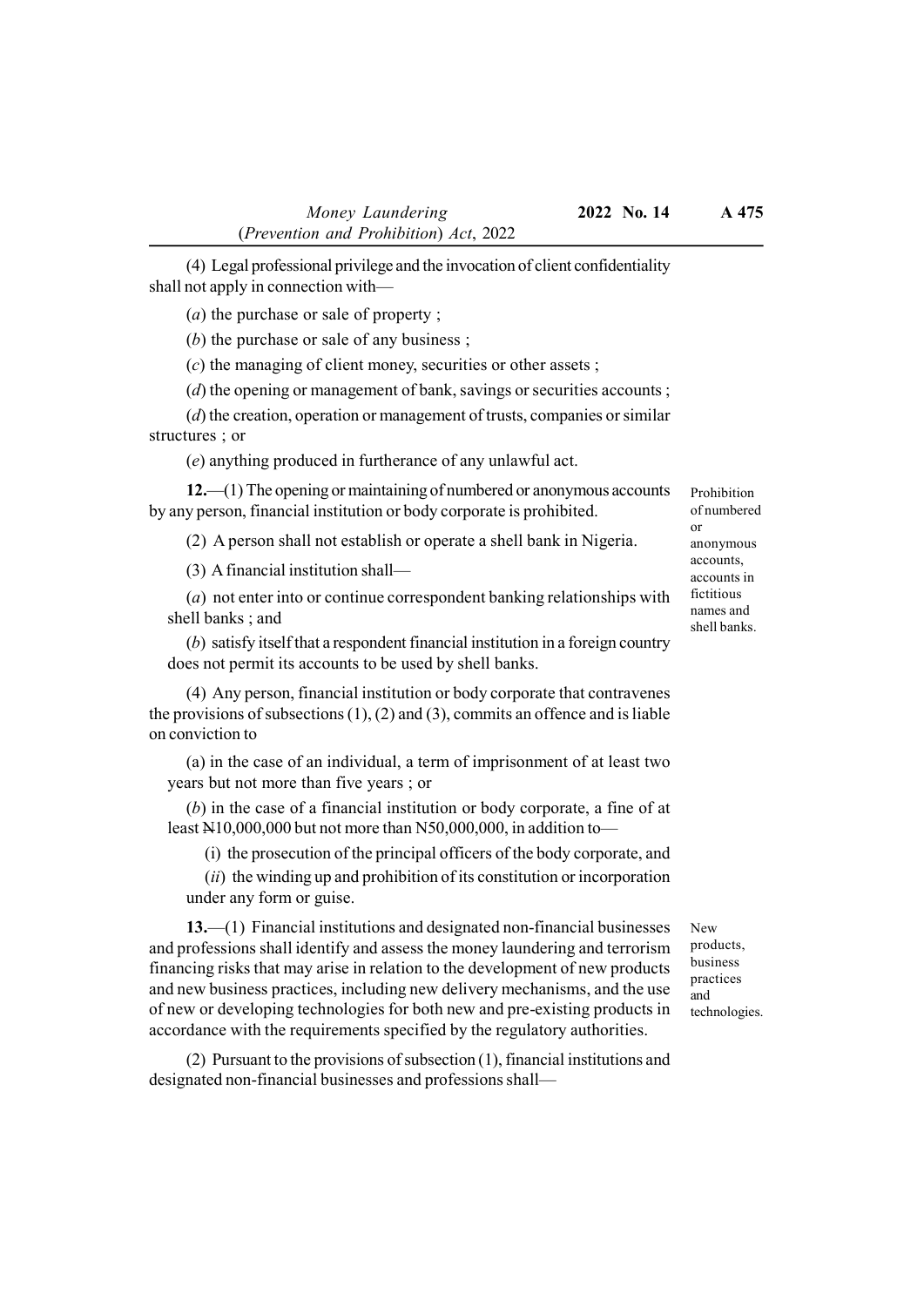(4) Legal professional privilege and the invocation of client confidentiality shall not apply in connection with—

(*a*) the purchase or sale of property ;

(*b*) the purchase or sale of any business ;

(*c*) the managing of client money, securities or other assets ;

(*d*) the opening or management of bank, savings or securities accounts ;

(*d*) the creation, operation or management of trusts, companies or similar structures ; or

(*e*) anything produced in furtherance of any unlawful act.

Prohibition of numbered or anonymous accounts, accounts in fictitious names and shell banks.

**12.**—(1) The opening or maintaining of numbered or anonymous accounts by any person, financial institution or body corporate is prohibited.

(2) A person shall not establish or operate a shell bank in Nigeria.

(3) A financial institution shall—

(*a*) not enter into or continue correspondent banking relationships with shell banks ; and

(*b*) satisfy itself that a respondent financial institution in a foreign country does not permit its accounts to be used by shell banks.

(4) Any person, financial institution or body corporate that contravenes the provisions of subsections (1), (2) and (3), commits an offence and is liable on conviction to

(a) in the case of an individual, a term of imprisonment of at least two years but not more than five years ; or

(*b*) in the case of a financial institution or body corporate, a fine of at least ₦10,000,000 but not more than N50,000,000, in addition to—

(i) the prosecution of the principal officers of the body corporate, and

(*ii*) the winding up and prohibition of its constitution or incorporation under any form or guise.

New products, business practices and technologies.

**13.**—(1) Financial institutions and designated non-financial businesses and professions shall identify and assess the money laundering and terrorism financing risks that may arise in relation to the development of new products and new business practices, including new delivery mechanisms, and the use of new or developing technologies for both new and pre-existing products in accordance with the requirements specified by the regulatory authorities.

(2) Pursuant to the provisions of subsection (1), financial institutions and designated non-financial businesses and professions shall—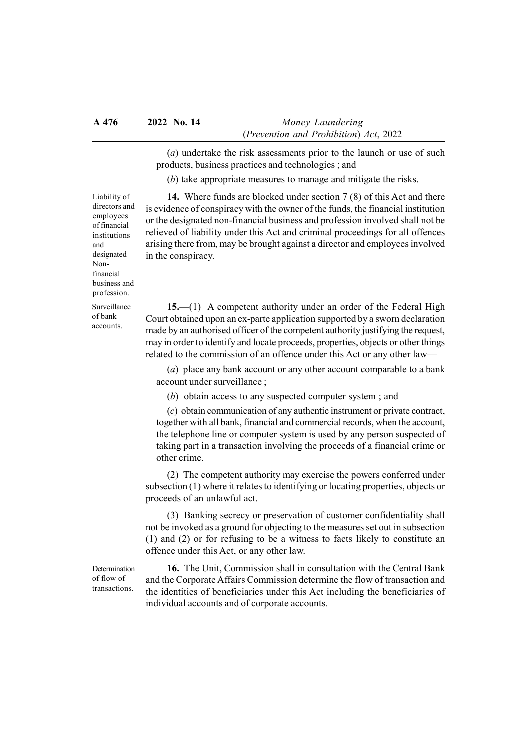(*a*) undertake the risk assessments prior to the launch or use of such products, business practices and technologies ; and

(*b*) take appropriate measures to manage and mitigate the risks.

Liability of directors and employees of financial institutions and designated Non-financial business and profession.

**14.** Where funds are blocked under section 7 (8) of this Act and there is evidence of conspiracy with the owner of the funds, the financial institution or the designated non-financial business and profession involved shall not be relieved of liability under this Act and criminal proceedings for all offences arising there from, may be brought against a director and employees involved in the conspiracy.

Surveillance of bank accounts.

**15.**—(1) A competent authority under an order of the Federal High Court obtained upon an ex-parte application supported by a sworn declaration made by an authorised officer of the competent authority justifying the request, may in order to identify and locate proceeds, properties, objects or other things related to the commission of an offence under this Act or any other law—

(*a*) place any bank account or any other account comparable to a bank account under surveillance ;

(*b*) obtain access to any suspected computer system ; and

(*c*) obtain communication of any authentic instrument or private contract, together with all bank, financial and commercial records, when the account, the telephone line or computer system is used by any person suspected of taking part in a transaction involving the proceeds of a financial crime or other crime.

(2) The competent authority may exercise the powers conferred under subsection (1) where it relates to identifying or locating properties, objects or proceeds of an unlawful act.

(3) Banking secrecy or preservation of customer confidentiality shall not be invoked as a ground for objecting to the measures set out in subsection (1) and (2) or for refusing to be a witness to facts likely to constitute an offence under this Act, or any other law.

Determination of flow of transactions.

**16.** The Unit, Commission shall in consultation with the Central Bank and the Corporate Affairs Commission determine the flow of transaction and the identities of beneficiaries under this Act including the beneficiaries of individual accounts and of corporate accounts.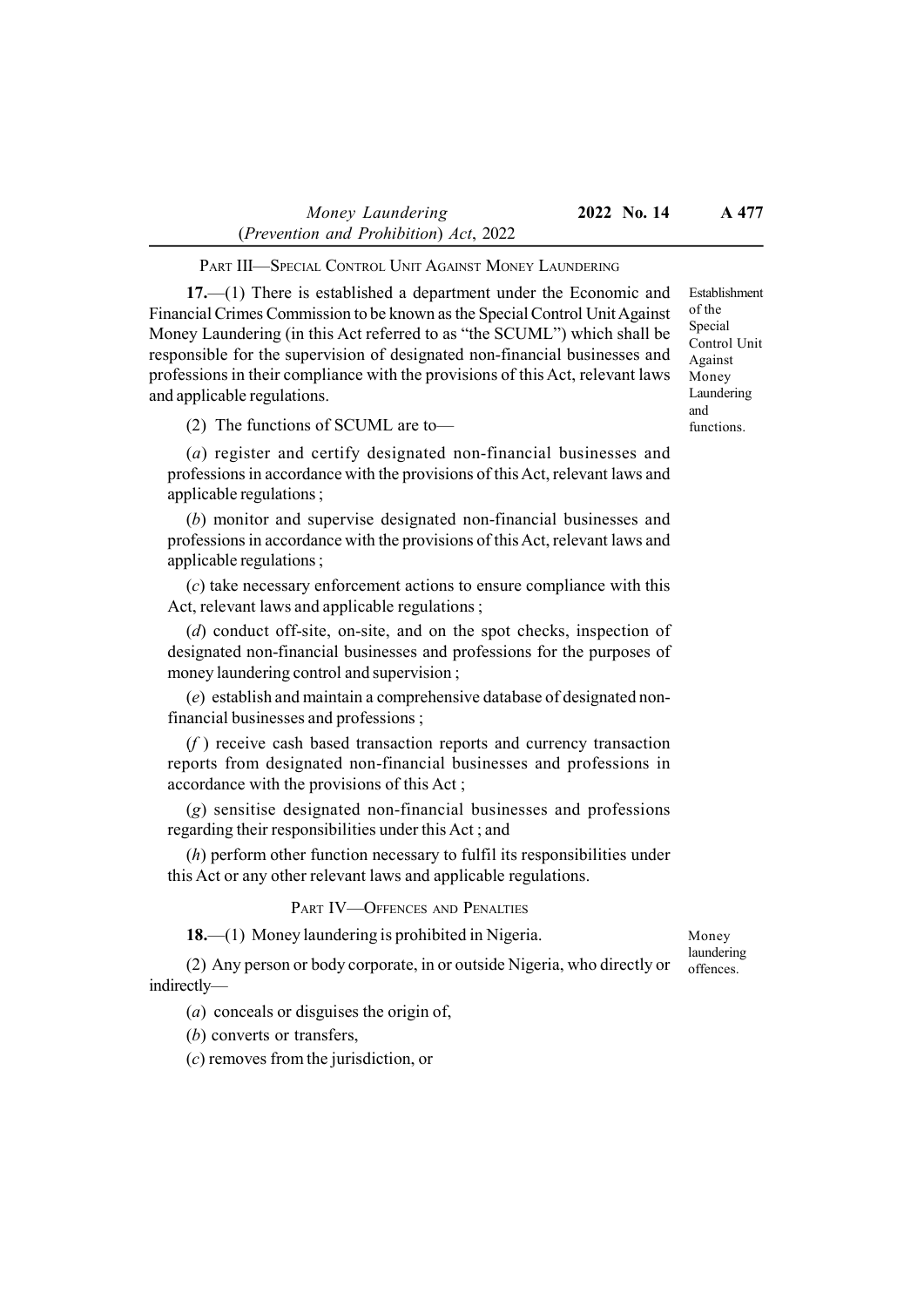## PART III—SPECIAL CONTROL UNIT AGAINST MONEY LAUNDERING

*Establishment of the Special Control Unit Against Money Laundering and functions.*

**17.**—(1) There is established a department under the Economic and Financial Crimes Commission to be known as the Special Control Unit Against Money Laundering (in this Act referred to as "the SCUML") which shall be responsible for the supervision of designated non-financial businesses and professions in their compliance with the provisions of this Act, relevant laws and applicable regulations.

(2) The functions of SCUML are to—

(*a*) register and certify designated non-financial businesses and professions in accordance with the provisions of this Act, relevant laws and applicable regulations ;

(*b*) monitor and supervise designated non-financial businesses and professions in accordance with the provisions of this Act, relevant laws and applicable regulations ;

(*c*) take necessary enforcement actions to ensure compliance with this Act, relevant laws and applicable regulations ;

(*d*) conduct off-site, on-site, and on the spot checks, inspection of designated non-financial businesses and professions for the purposes of money laundering control and supervision ;

(*e*) establish and maintain a comprehensive database of designated non-financial businesses and professions ;

(*f*) receive cash based transaction reports and currency transaction reports from designated non-financial businesses and professions in accordance with the provisions of this Act ;

(*g*) sensitise designated non-financial businesses and professions regarding their responsibilities under this Act ; and

(*h*) perform other function necessary to fulfil its responsibilities under this Act or any other relevant laws and applicable regulations.

## PART IV—OFFENCES AND PENALTIES

*Money laundering offences.*

**18.**—(1) Money laundering is prohibited in Nigeria.

(2) Any person or body corporate, in or outside Nigeria, who directly or indirectly—

(*a*) conceals or disguises the origin of,

(*b*) converts or transfers,

(*c*) removes from the jurisdiction, or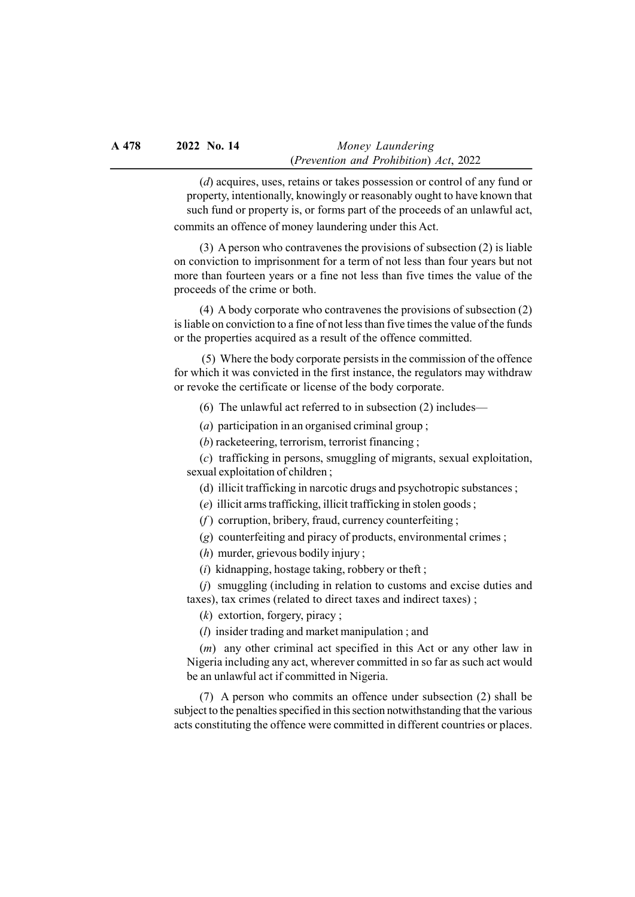(*d*) acquires, uses, retains or takes possession or control of any fund or property, intentionally, knowingly or reasonably ought to have known that such fund or property is, or forms part of the proceeds of an unlawful act,

commits an offence of money laundering under this Act.

(3) A person who contravenes the provisions of subsection (2) is liable on conviction to imprisonment for a term of not less than four years but not more than fourteen years or a fine not less than five times the value of the proceeds of the crime or both.

(4) A body corporate who contravenes the provisions of subsection (2) is liable on conviction to a fine of not less than five times the value of the funds or the properties acquired as a result of the offence committed.

(5) Where the body corporate persists in the commission of the offence for which it was convicted in the first instance, the regulators may withdraw or revoke the certificate or license of the body corporate.

(6) The unlawful act referred to in subsection (2) includes—

(*a*) participation in an organised criminal group ;

(*b*) racketeering, terrorism, terrorist financing ;

(*c*) trafficking in persons, smuggling of migrants, sexual exploitation, sexual exploitation of children ;

(d) illicit trafficking in narcotic drugs and psychotropic substances ;

(*e*) illicit arms trafficking, illicit trafficking in stolen goods ;

(*f*) corruption, bribery, fraud, currency counterfeiting ;

(*g*) counterfeiting and piracy of products, environmental crimes ;

(*h*) murder, grievous bodily injury ;

(*i*) kidnapping, hostage taking, robbery or theft ;

(*j*) smuggling (including in relation to customs and excise duties and taxes), tax crimes (related to direct taxes and indirect taxes) ;

(*k*) extortion, forgery, piracy ;

(*l*) insider trading and market manipulation ; and

(*m*) any other criminal act specified in this Act or any other law in Nigeria including any act, wherever committed in so far as such act would be an unlawful act if committed in Nigeria.

(7) A person who commits an offence under subsection (2) shall be subject to the penalties specified in this section notwithstanding that the various acts constituting the offence were committed in different countries or places.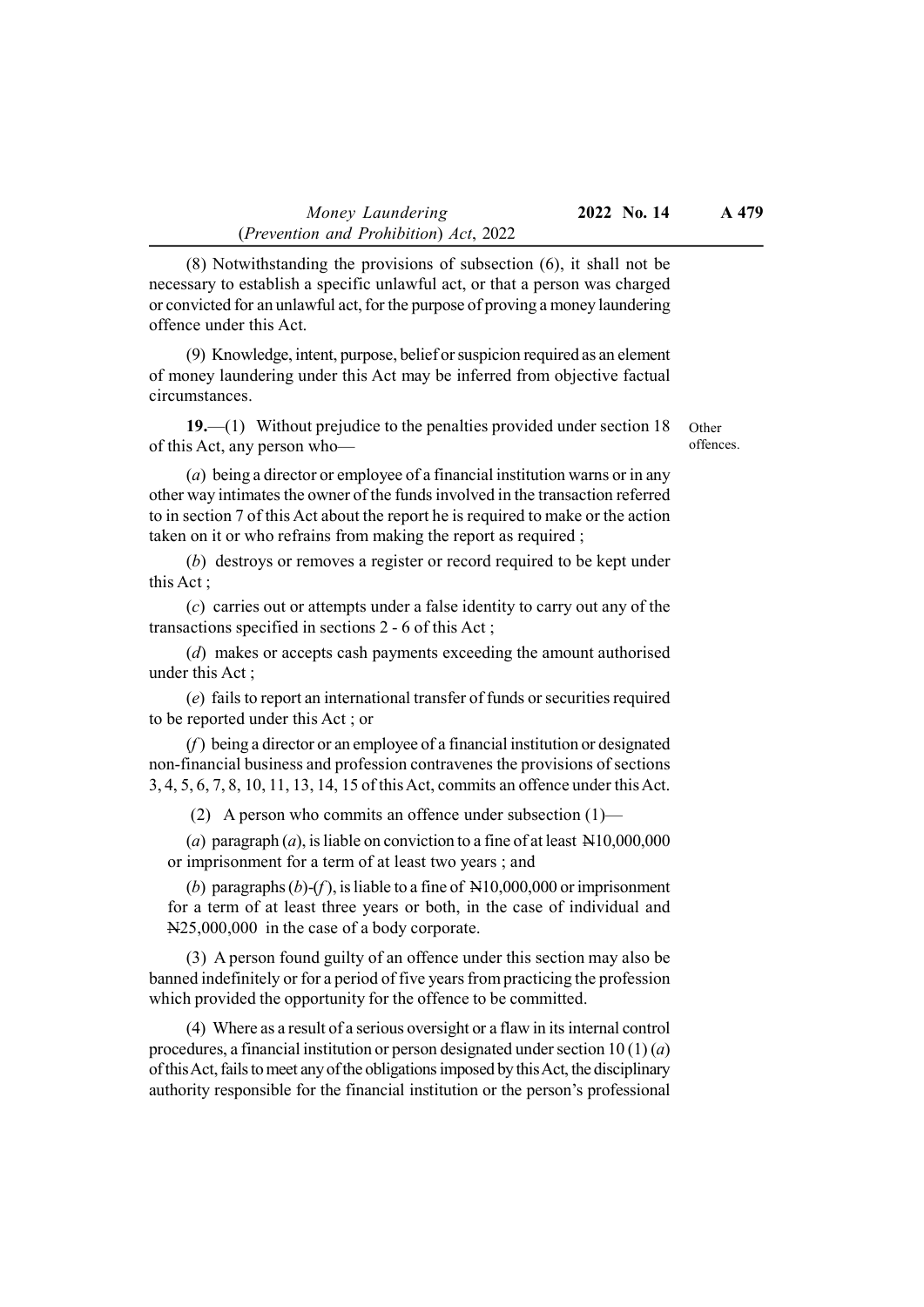(8) Notwithstanding the provisions of subsection (6), it shall not be necessary to establish a specific unlawful act, or that a person was charged or convicted for an unlawful act, for the purpose of proving a money laundering offence under this Act.

(9) Knowledge, intent, purpose, belief or suspicion required as an element of money laundering under this Act may be inferred from objective factual circumstances.

Other offences.

**19.**—(1) Without prejudice to the penalties provided under section 18 of this Act, any person who—

(*a*) being a director or employee of a financial institution warns or in any other way intimates the owner of the funds involved in the transaction referred to in section 7 of this Act about the report he is required to make or the action taken on it or who refrains from making the report as required ;

(*b*) destroys or removes a register or record required to be kept under this Act ;

(*c*) carries out or attempts under a false identity to carry out any of the transactions specified in sections 2 - 6 of this Act ;

(*d*) makes or accepts cash payments exceeding the amount authorised under this Act ;

(*e*) fails to report an international transfer of funds or securities required to be reported under this Act ; or

(*f*) being a director or an employee of a financial institution or designated non-financial business and profession contravenes the provisions of sections 3, 4, 5, 6, 7, 8, 10, 11, 13, 14, 15 of this Act, commits an offence under this Act.

(2) A person who commits an offence under subsection (1)—

(*a*) paragraph (*a*), is liable on conviction to a fine of at least ₦10,000,000 or imprisonment for a term of at least two years ; and

(*b*) paragraphs (*b*)-(*f*), is liable to a fine of ₦10,000,000 or imprisonment for a term of at least three years or both, in the case of individual and ₦25,000,000 in the case of a body corporate.

(3) A person found guilty of an offence under this section may also be banned indefinitely or for a period of five years from practicing the profession which provided the opportunity for the offence to be committed.

(4) Where as a result of a serious oversight or a flaw in its internal control procedures, a financial institution or person designated under section 10 (1) (*a*) of this Act, fails to meet any of the obligations imposed by this Act, the disciplinary authority responsible for the financial institution or the person's professional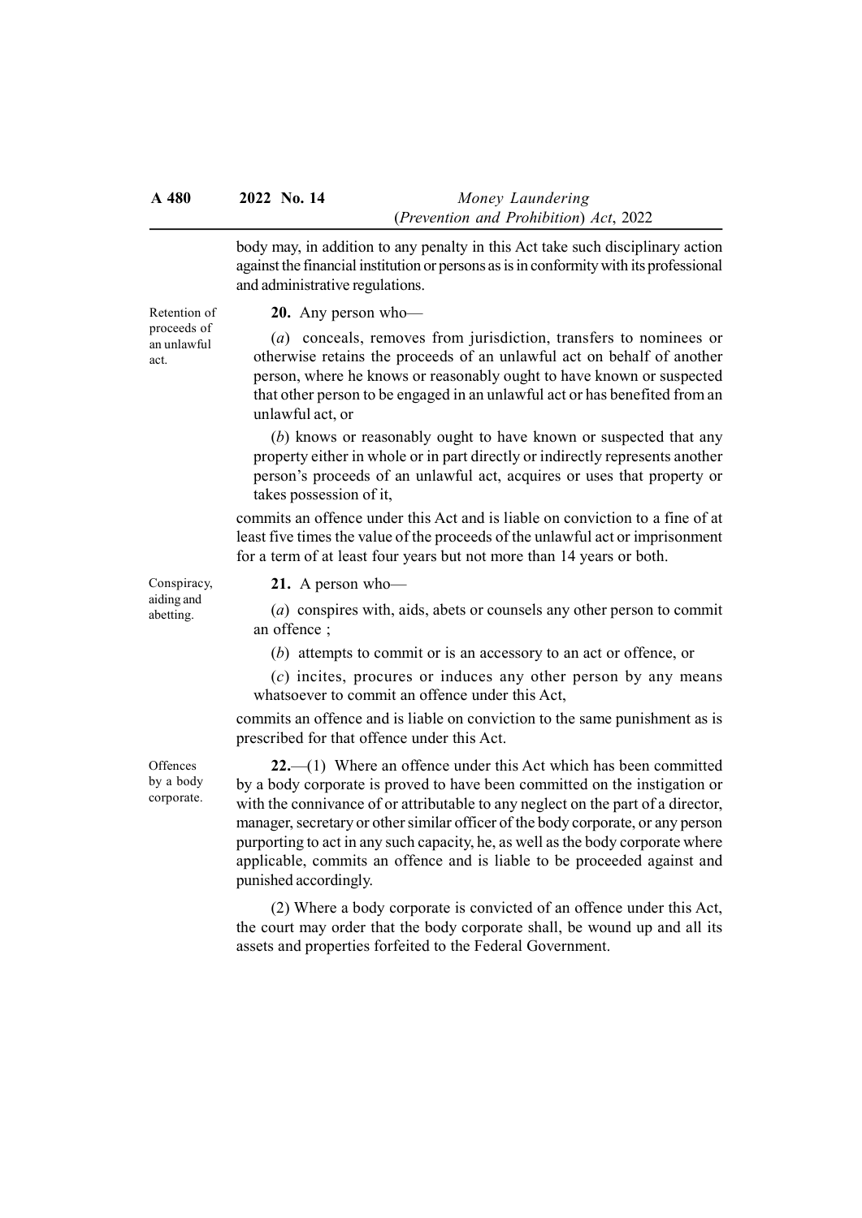body may, in addition to any penalty in this Act take such disciplinary action against the financial institution or persons as is in conformity with its professional and administrative regulations.

*Retention of proceeds of an unlawful act.*

**20.** Any person who—

(*a*) conceals, removes from jurisdiction, transfers to nominees or otherwise retains the proceeds of an unlawful act on behalf of another person, where he knows or reasonably ought to have known or suspected that other person to be engaged in an unlawful act or has benefited from an unlawful act, or

(*b*) knows or reasonably ought to have known or suspected that any property either in whole or in part directly or indirectly represents another person's proceeds of an unlawful act, acquires or uses that property or takes possession of it,

commits an offence under this Act and is liable on conviction to a fine of at least five times the value of the proceeds of the unlawful act or imprisonment for a term of at least four years but not more than 14 years or both.

*Conspiracy, aiding and abetting.*

**21.** A person who—

(*a*) conspires with, aids, abets or counsels any other person to commit an offence ;

(*b*) attempts to commit or is an accessory to an act or offence, or

(*c*) incites, procures or induces any other person by any means whatsoever to commit an offence under this Act,

commits an offence and is liable on conviction to the same punishment as is prescribed for that offence under this Act.

*Offences by a body corporate.*

**22.**—(1) Where an offence under this Act which has been committed by a body corporate is proved to have been committed on the instigation or with the connivance of or attributable to any neglect on the part of a director, manager, secretary or other similar officer of the body corporate, or any person purporting to act in any such capacity, he, as well as the body corporate where applicable, commits an offence and is liable to be proceeded against and punished accordingly.

(2) Where a body corporate is convicted of an offence under this Act, the court may order that the body corporate shall, be wound up and all its assets and properties forfeited to the Federal Government.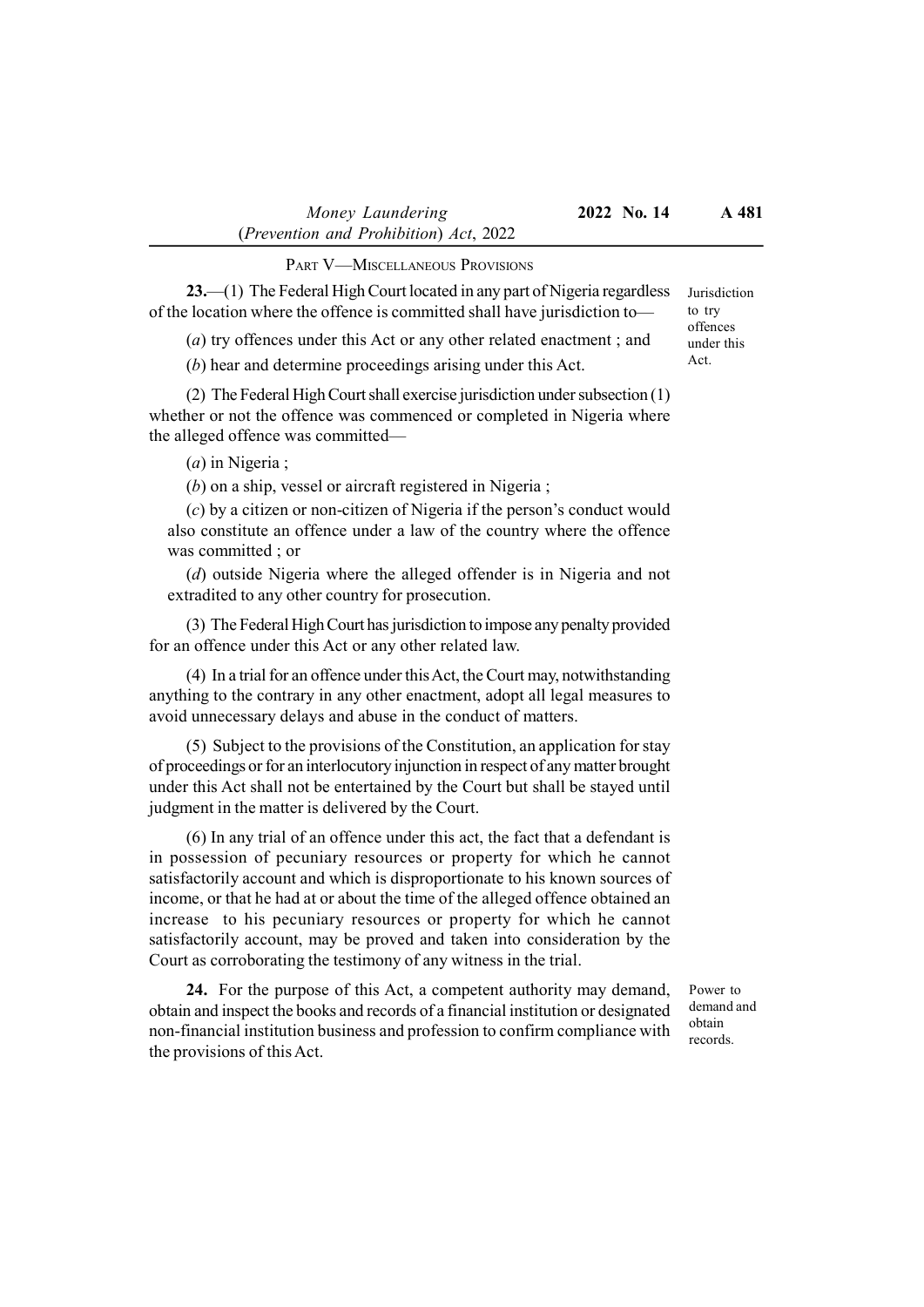## PART V—MISCELLANEOUS PROVISIONS

*Jurisdiction to try offences under this Act.*

**23.**—(1) The Federal High Court located in any part of Nigeria regardless of the location where the offence is committed shall have jurisdiction to—

(*a*) try offences under this Act or any other related enactment ; and

(*b*) hear and determine proceedings arising under this Act.

(2) The Federal High Court shall exercise jurisdiction under subsection (1) whether or not the offence was commenced or completed in Nigeria where the alleged offence was committed—

(*a*) in Nigeria ;

(*b*) on a ship, vessel or aircraft registered in Nigeria ;

(*c*) by a citizen or non-citizen of Nigeria if the person's conduct would also constitute an offence under a law of the country where the offence was committed ; or

(*d*) outside Nigeria where the alleged offender is in Nigeria and not extradited to any other country for prosecution.

(3) The Federal High Court has jurisdiction to impose any penalty provided for an offence under this Act or any other related law.

(4) In a trial for an offence under this Act, the Court may, notwithstanding anything to the contrary in any other enactment, adopt all legal measures to avoid unnecessary delays and abuse in the conduct of matters.

(5) Subject to the provisions of the Constitution, an application for stay of proceedings or for an interlocutory injunction in respect of any matter brought under this Act shall not be entertained by the Court but shall be stayed until judgment in the matter is delivered by the Court.

(6) In any trial of an offence under this act, the fact that a defendant is in possession of pecuniary resources or property for which he cannot satisfactorily account and which is disproportionate to his known sources of income, or that he had at or about the time of the alleged offence obtained an increase to his pecuniary resources or property for which he cannot satisfactorily account, may be proved and taken into consideration by the Court as corroborating the testimony of any witness in the trial.

*Power to demand and obtain records.*

**24.** For the purpose of this Act, a competent authority may demand, obtain and inspect the books and records of a financial institution or designated non-financial institution business and profession to confirm compliance with the provisions of this Act.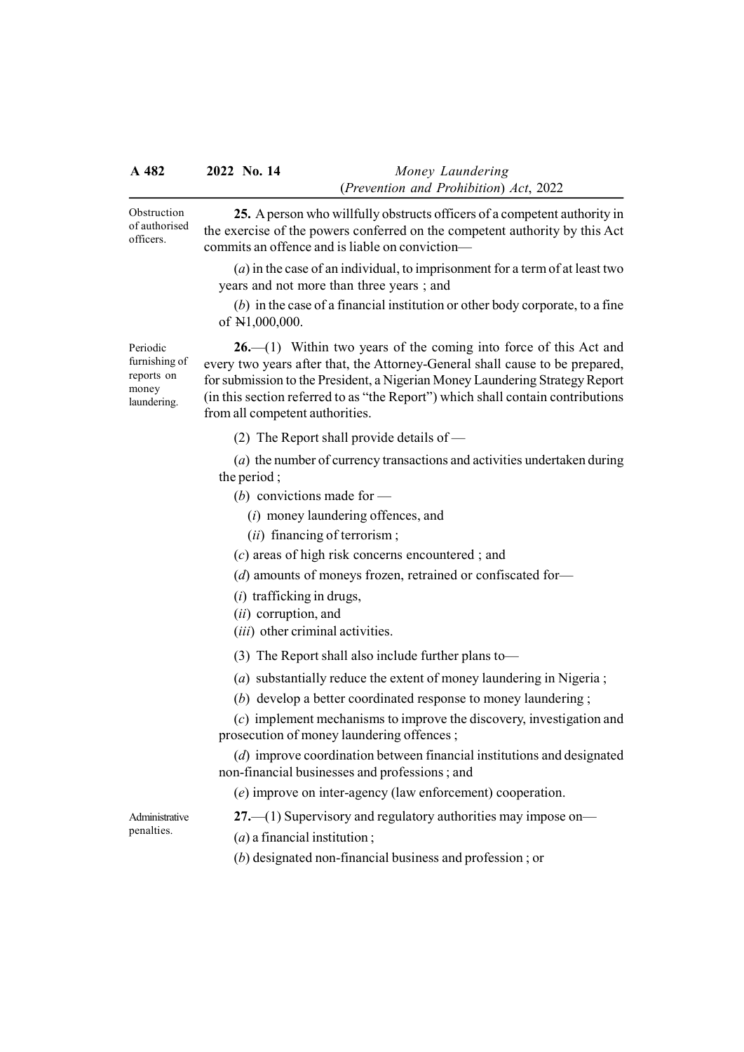**Obstruction of authorised officers.**

**25.** A person who willfully obstructs officers of a competent authority in the exercise of the powers conferred on the competent authority by this Act commits an offence and is liable on conviction—

(*a*) in the case of an individual, to imprisonment for a term of at least two years and not more than three years ; and

(*b*) in the case of a financial institution or other body corporate, to a fine of ₦1,000,000.

**Periodic furnishing of reports on money laundering.**

**26.**—(1) Within two years of the coming into force of this Act and every two years after that, the Attorney-General shall cause to be prepared, for submission to the President, a Nigerian Money Laundering Strategy Report (in this section referred to as "the Report") which shall contain contributions from all competent authorities.

(2) The Report shall provide details of —

(*a*) the number of currency transactions and activities undertaken during the period ;

(*b*) convictions made for —

(*i*) money laundering offences, and

(*ii*) financing of terrorism ;

(*c*) areas of high risk concerns encountered ; and

(*d*) amounts of moneys frozen, retrained or confiscated for—

(*i*) trafficking in drugs,

(*ii*) corruption, and

(*iii*) other criminal activities.

(3) The Report shall also include further plans to—

(*a*) substantially reduce the extent of money laundering in Nigeria ;

(*b*) develop a better coordinated response to money laundering ;

(*c*) implement mechanisms to improve the discovery, investigation and prosecution of money laundering offences ;

(*d*) improve coordination between financial institutions and designated non-financial businesses and professions ; and

(*e*) improve on inter-agency (law enforcement) cooperation.

**Administrative penalties.**

**27.**—(1) Supervisory and regulatory authorities may impose on—

(*a*) a financial institution ;

(*b*) designated non-financial business and profession ; or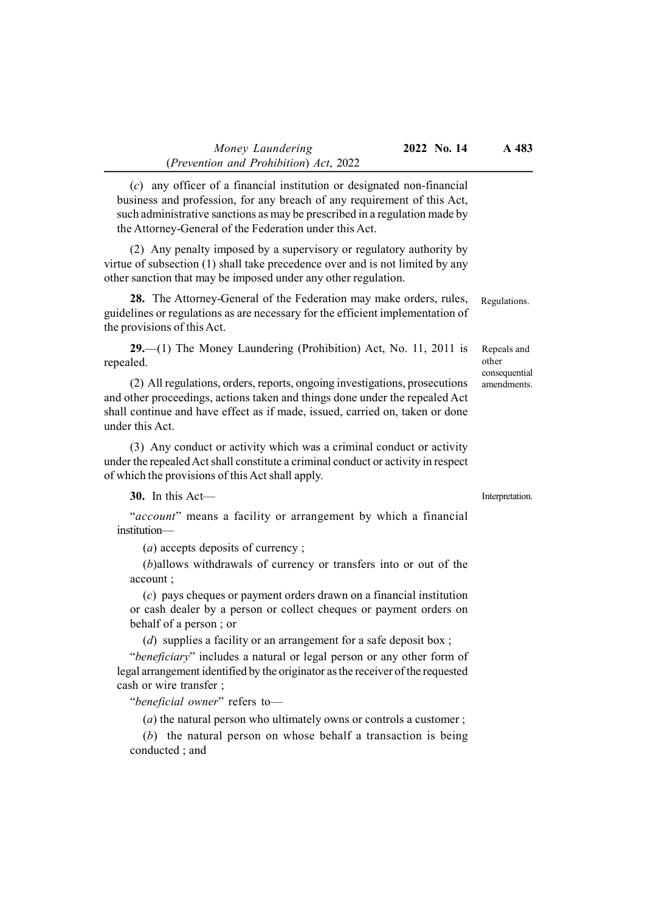(*c*) any officer of a financial institution or designated non-financial business and profession, for any breach of any requirement of this Act, such administrative sanctions as may be prescribed in a regulation made by the Attorney-General of the Federation under this Act.

(2) Any penalty imposed by a supervisory or regulatory authority by virtue of subsection (1) shall take precedence over and is not limited by any other sanction that may be imposed under any other regulation.

Regulations.

**28.** The Attorney-General of the Federation may make orders, rules, guidelines or regulations as are necessary for the efficient implementation of the provisions of this Act.

Repeals and other consequential amendments.

**29.**—(1) The Money Laundering (Prohibition) Act, No. 11, 2011 is repealed.

(2) All regulations, orders, reports, ongoing investigations, prosecutions and other proceedings, actions taken and things done under the repealed Act shall continue and have effect as if made, issued, carried on, taken or done under this Act.

(3) Any conduct or activity which was a criminal conduct or activity under the repealed Act shall constitute a criminal conduct or activity in respect of which the provisions of this Act shall apply.

Interpretation.

**30.** In this Act—

"*account*" means a facility or arrangement by which a financial institution—

(*a*) accepts deposits of currency ;

(*b*)allows withdrawals of currency or transfers into or out of the account ;

(*c*) pays cheques or payment orders drawn on a financial institution or cash dealer by a person or collect cheques or payment orders on behalf of a person ; or

(*d*) supplies a facility or an arrangement for a safe deposit box ;

"*beneficiary*" includes a natural or legal person or any other form of legal arrangement identified by the originator as the receiver of the requested cash or wire transfer ;

"*beneficial owner*" refers to—

(*a*) the natural person who ultimately owns or controls a customer ;

(*b*) the natural person on whose behalf a transaction is being conducted ; and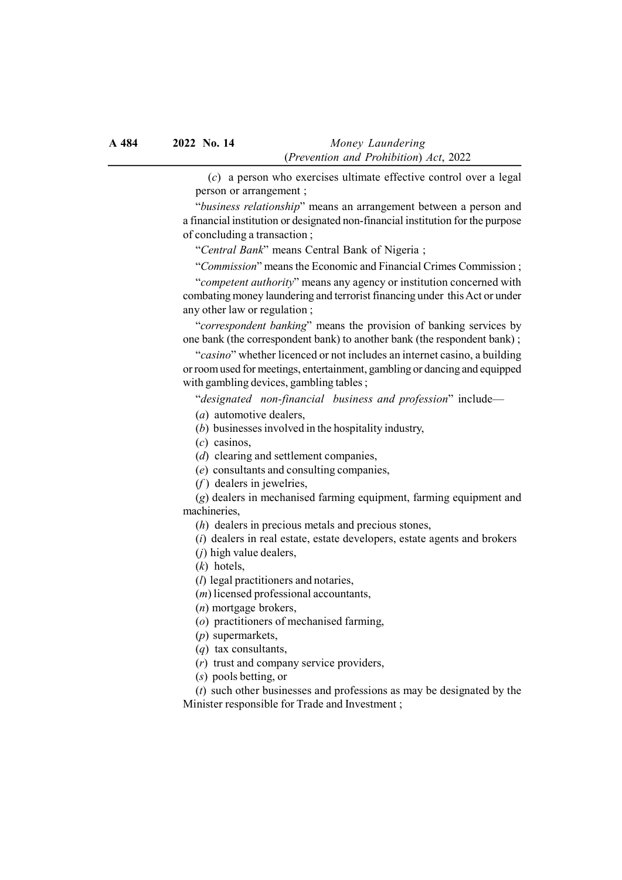(*c*) a person who exercises ultimate effective control over a legal person or arrangement ;

"*business relationship*" means an arrangement between a person and a financial institution or designated non-financial institution for the purpose of concluding a transaction ;

"*Central Bank*" means Central Bank of Nigeria ;

"*Commission*" means the Economic and Financial Crimes Commission ;

"*competent authority*" means any agency or institution concerned with combating money laundering and terrorist financing under this Act or under any other law or regulation ;

"*correspondent banking*" means the provision of banking services by one bank (the correspondent bank) to another bank (the respondent bank) ;

"*casino*" whether licenced or not includes an internet casino, a building or room used for meetings, entertainment, gambling or dancing and equipped with gambling devices, gambling tables ;

"*designated non-financial business and profession*" include—

(*a*) automotive dealers,

(*b*) businesses involved in the hospitality industry,

(*c*) casinos,

(*d*) clearing and settlement companies,

(*e*) consultants and consulting companies,

(*f*) dealers in jewelries,

(*g*) dealers in mechanised farming equipment, farming equipment and machineries,

(*h*) dealers in precious metals and precious stones,

(*i*) dealers in real estate, estate developers, estate agents and brokers

(*j*) high value dealers,

(*k*) hotels,

(*l*) legal practitioners and notaries,

(*m*) licensed professional accountants,

(*n*) mortgage brokers,

(*o*) practitioners of mechanised farming,

(*p*) supermarkets,

(*q*) tax consultants,

(*r*) trust and company service providers,

(*s*) pools betting, or

(*t*) such other businesses and professions as may be designated by the Minister responsible for Trade and Investment ;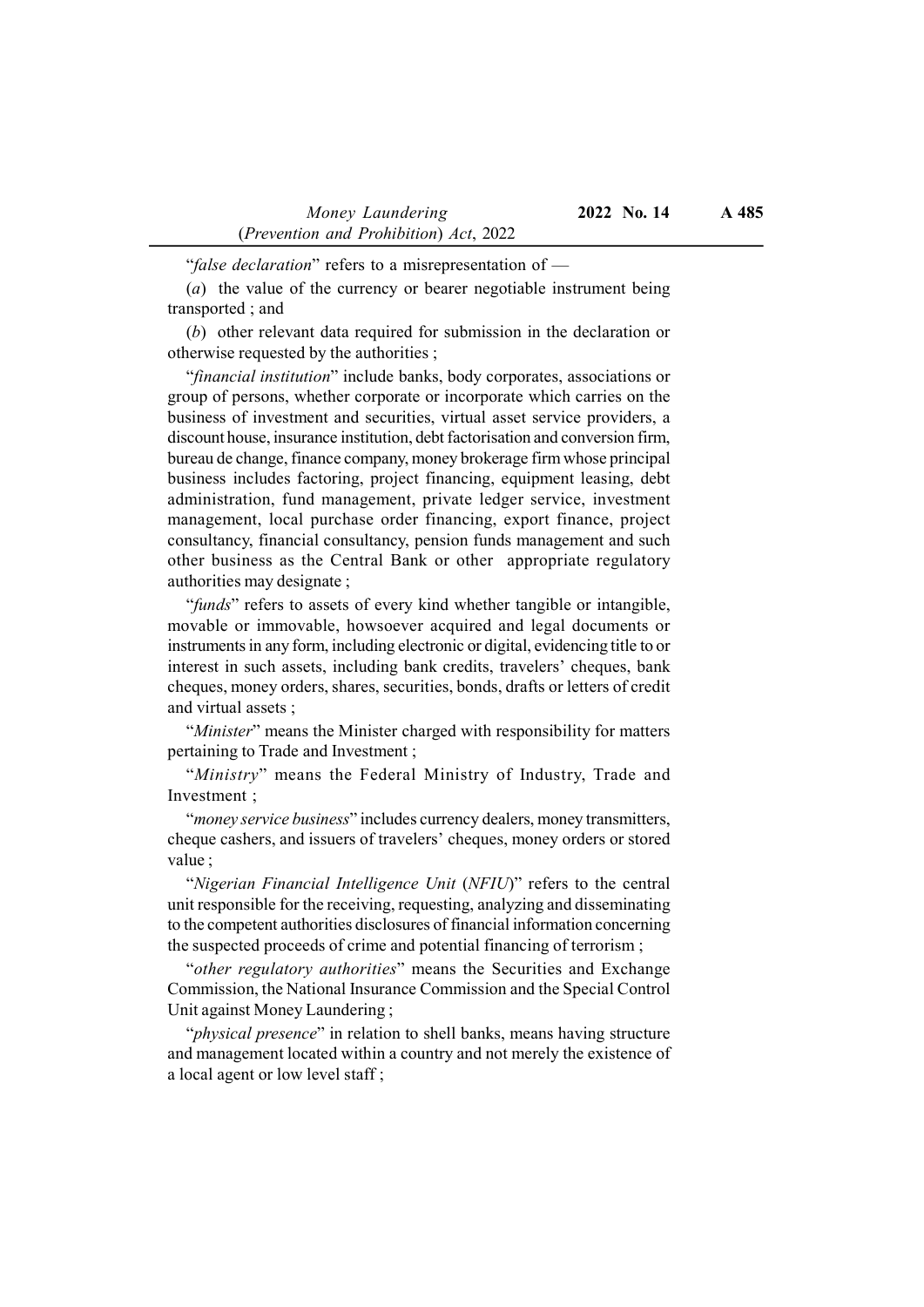"*false declaration*" refers to a misrepresentation of —

(*a*) the value of the currency or bearer negotiable instrument being transported ; and

(*b*) other relevant data required for submission in the declaration or otherwise requested by the authorities ;

"*financial institution*" include banks, body corporates, associations or group of persons, whether corporate or incorporate which carries on the business of investment and securities, virtual asset service providers, a discount house, insurance institution, debt factorisation and conversion firm, bureau de change, finance company, money brokerage firm whose principal business includes factoring, project financing, equipment leasing, debt administration, fund management, private ledger service, investment management, local purchase order financing, export finance, project consultancy, financial consultancy, pension funds management and such other business as the Central Bank or other appropriate regulatory authorities may designate ;

"*funds*" refers to assets of every kind whether tangible or intangible, movable or immovable, howsoever acquired and legal documents or instruments in any form, including electronic or digital, evidencing title to or interest in such assets, including bank credits, travelers' cheques, bank cheques, money orders, shares, securities, bonds, drafts or letters of credit and virtual assets ;

"*Minister*" means the Minister charged with responsibility for matters pertaining to Trade and Investment ;

"*Ministry*" means the Federal Ministry of Industry, Trade and Investment ;

"*money service business*" includes currency dealers, money transmitters, cheque cashers, and issuers of travelers' cheques, money orders or stored value ;

"*Nigerian Financial Intelligence Unit* (*NFIU*)" refers to the central unit responsible for the receiving, requesting, analyzing and disseminating to the competent authorities disclosures of financial information concerning the suspected proceeds of crime and potential financing of terrorism ;

"*other regulatory authorities*" means the Securities and Exchange Commission, the National Insurance Commission and the Special Control Unit against Money Laundering ;

"*physical presence*" in relation to shell banks, means having structure and management located within a country and not merely the existence of a local agent or low level staff ;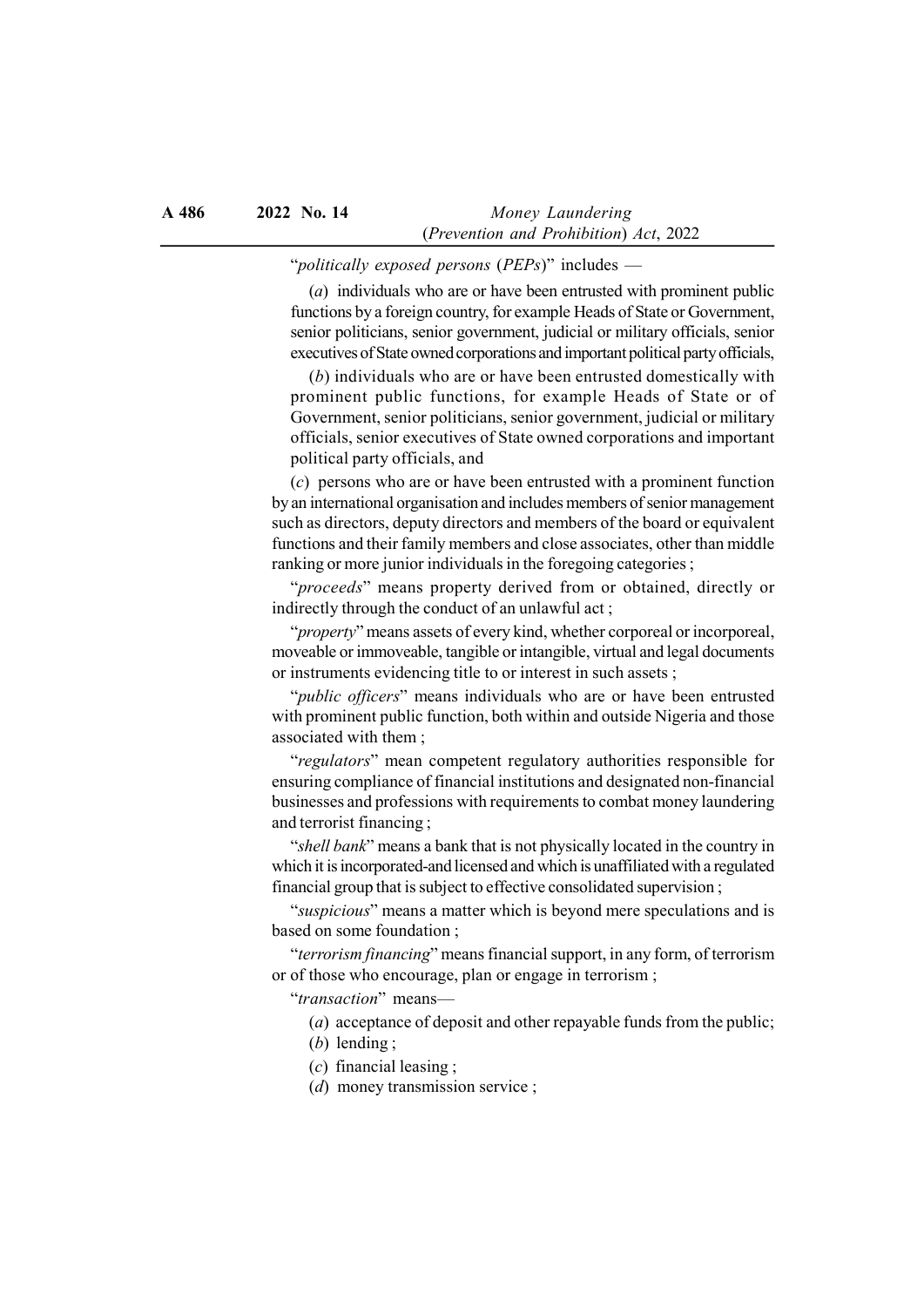"*politically exposed persons* (*PEPs*)" includes —

(*a*) individuals who are or have been entrusted with prominent public functions by a foreign country, for example Heads of State or Government, senior politicians, senior government, judicial or military officials, senior executives of State owned corporations and important political party officials,

(*b*) individuals who are or have been entrusted domestically with prominent public functions, for example Heads of State or of Government, senior politicians, senior government, judicial or military officials, senior executives of State owned corporations and important political party officials, and

(*c*) persons who are or have been entrusted with a prominent function by an international organisation and includes members of senior management such as directors, deputy directors and members of the board or equivalent functions and their family members and close associates, other than middle ranking or more junior individuals in the foregoing categories ;

"*proceeds*" means property derived from or obtained, directly or indirectly through the conduct of an unlawful act ;

"*property*" means assets of every kind, whether corporeal or incorporeal, moveable or immoveable, tangible or intangible, virtual and legal documents or instruments evidencing title to or interest in such assets ;

"*public officers*" means individuals who are or have been entrusted with prominent public function, both within and outside Nigeria and those associated with them ;

"*regulators*" mean competent regulatory authorities responsible for ensuring compliance of financial institutions and designated non-financial businesses and professions with requirements to combat money laundering and terrorist financing ;

"*shell bank*" means a bank that is not physically located in the country in which it is incorporated-and licensed and which is unaffiliated with a regulated financial group that is subject to effective consolidated supervision ;

"*suspicious*" means a matter which is beyond mere speculations and is based on some foundation ;

"*terrorism financing*" means financial support, in any form, of terrorism or of those who encourage, plan or engage in terrorism ;

"*transaction*" means—

(*a*) acceptance of deposit and other repayable funds from the public;

(*b*) lending ;

(*c*) financial leasing ;

(*d*) money transmission service ;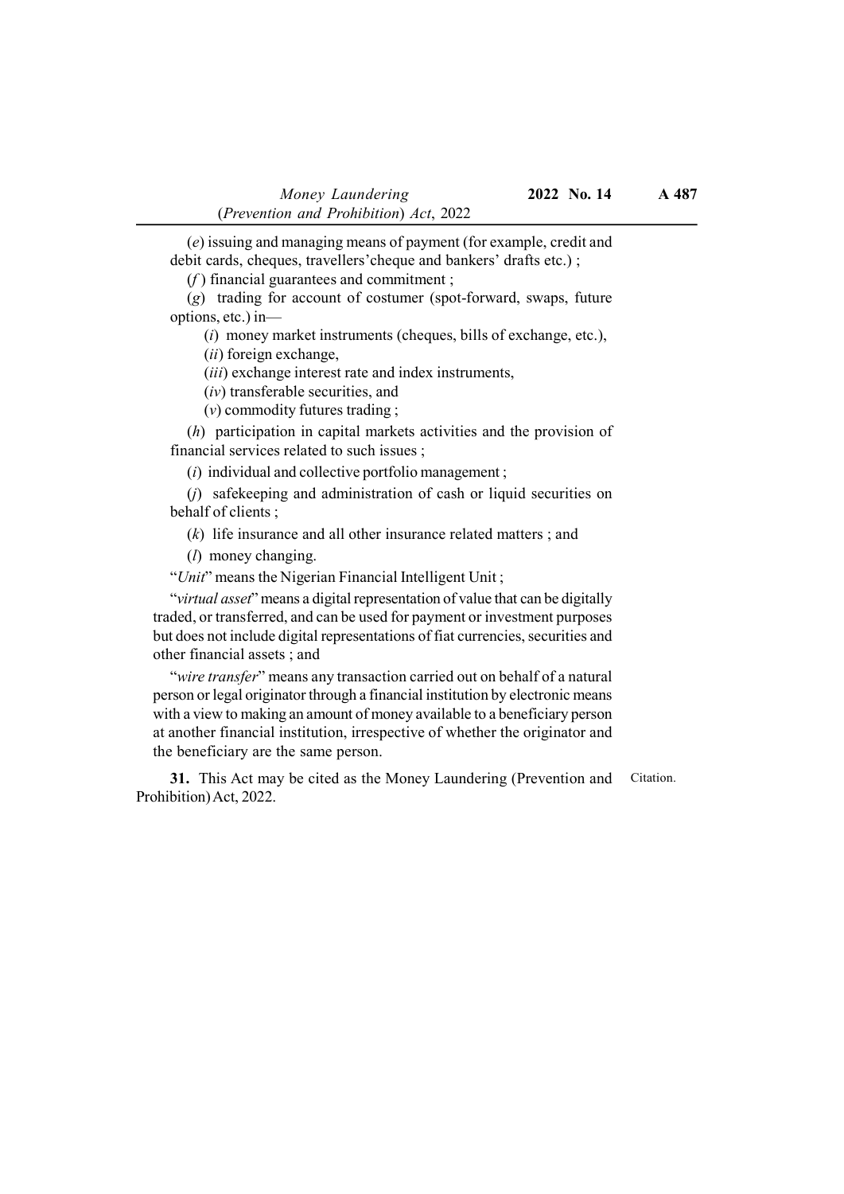(*e*) issuing and managing means of payment (for example, credit and debit cards, cheques, travellers'cheque and bankers' drafts etc.) ;

(*f*) financial guarantees and commitment ;

(*g*) trading for account of costumer (spot-forward, swaps, future options, etc.) in—

(*i*) money market instruments (cheques, bills of exchange, etc.),

(*ii*) foreign exchange,

(*iii*) exchange interest rate and index instruments,

(*iv*) transferable securities, and

(*v*) commodity futures trading ;

(*h*) participation in capital markets activities and the provision of financial services related to such issues ;

(*i*) individual and collective portfolio management ;

(*j*) safekeeping and administration of cash or liquid securities on behalf of clients ;

(*k*) life insurance and all other insurance related matters ; and

(*l*) money changing.

"*Unit*" means the Nigerian Financial Intelligent Unit ;

"*virtual asset*" means a digital representation of value that can be digitally traded, or transferred, and can be used for payment or investment purposes but does not include digital representations of fiat currencies, securities and other financial assets ; and

"*wire transfer*" means any transaction carried out on behalf of a natural person or legal originator through a financial institution by electronic means with a view to making an amount of money available to a beneficiary person at another financial institution, irrespective of whether the originator and the beneficiary are the same person.

Citation.

**31.** This Act may be cited as the Money Laundering (Prevention and Prohibition) Act, 2022.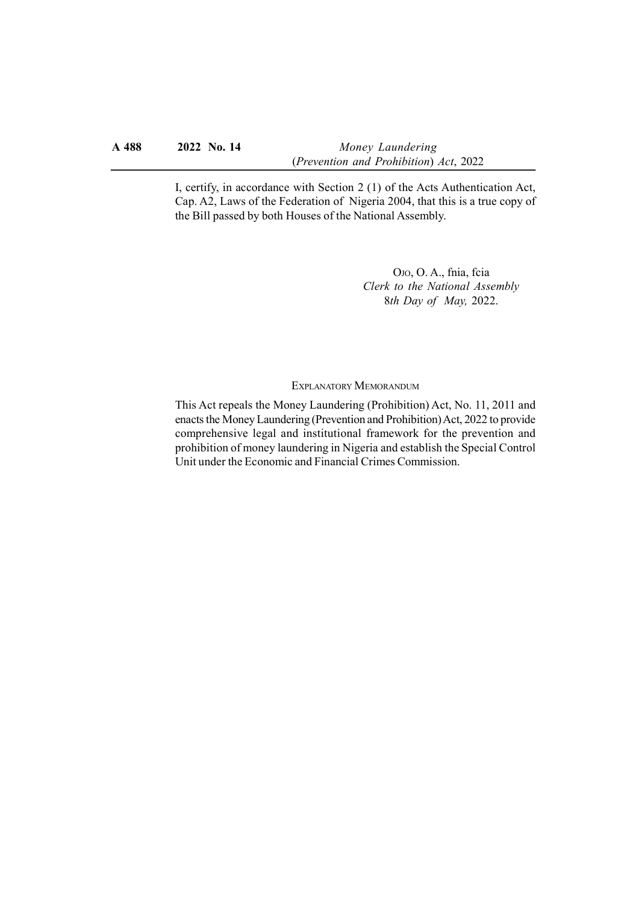I, certify, in accordance with Section 2 (1) of the Acts Authentication Act, Cap. A2, Laws of the Federation of Nigeria 2004, that this is a true copy of the Bill passed by both Houses of the National Assembly.

OJO, O. A., fnia, fcia
*Clerk to the National Assembly*
8*th Day of May,* 2022.

EXPLANATORY MEMORANDUM

This Act repeals the Money Laundering (Prohibition) Act, No. 11, 2011 and enacts the Money Laundering (Prevention and Prohibition) Act, 2022 to provide comprehensive legal and institutional framework for the prevention and prohibition of money laundering in Nigeria and establish the Special Control Unit under the Economic and Financial Crimes Commission.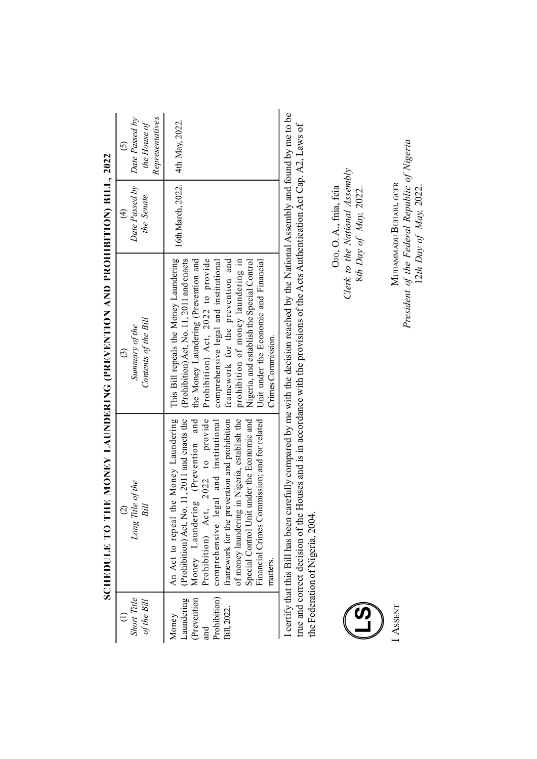# SCHEDULE TO THE MONEY LAUNDERING (PREVENTION AND PROHIBITION) BILL, 2022

| (1) *Short Title of the Bill* | (2) *Long Title of the Bill* | (3) *Summary of the Contents of the Bill* | (4) *Date Passed by the Senate* | (5) *Date Passed by the House of Representatives* |
|---|---|---|---|---|
| Money Laundering (Prevention and Prohibition) Bill, 2022. | An Act to repeal the Money Laundering (Prohibition) Act, No. 11, 2011 and enacts the Money Laundering (Prevention and Prohibition) Act, 2022 to provide comprehensive legal and institutional framework for the prevention and prohibition of money laundering in Nigeria, establish the Special Control Unit under the Economic and Financial Crimes Commission; and for related matters. | This Bill repeals the Money Laundering (Prohibition) Act, No. 11, 2011 and enacts the Money Laundering (Prevention and Prohibition) Act, 2022 to provide comprehensive legal and institutional framework for the prevention and prohibition of money laundering in Nigeria, and establish the Special Control Unit under the Economic and Financial Crimes Commission. | 16th March, 2022. | 4th May, 2022. |

I certify that this Bill has been carefully compared by me with the decision reached by the National Assembly and found by me to be true and correct decision of the Houses and is in accordance with the provisions of the Acts Authentication Act Cap. A2, Laws of the Federation of Nigeria, 2004.

OJO, O. A., fnia, fcia
*Clerk to the National Assembly*
*8th Day of May,* 2022.

LS

I ASSENT

MUHAMMADU BUHARI, GCFR
*President of the Federal Republic of Nigeria*
*12th Day of May,* 2022.